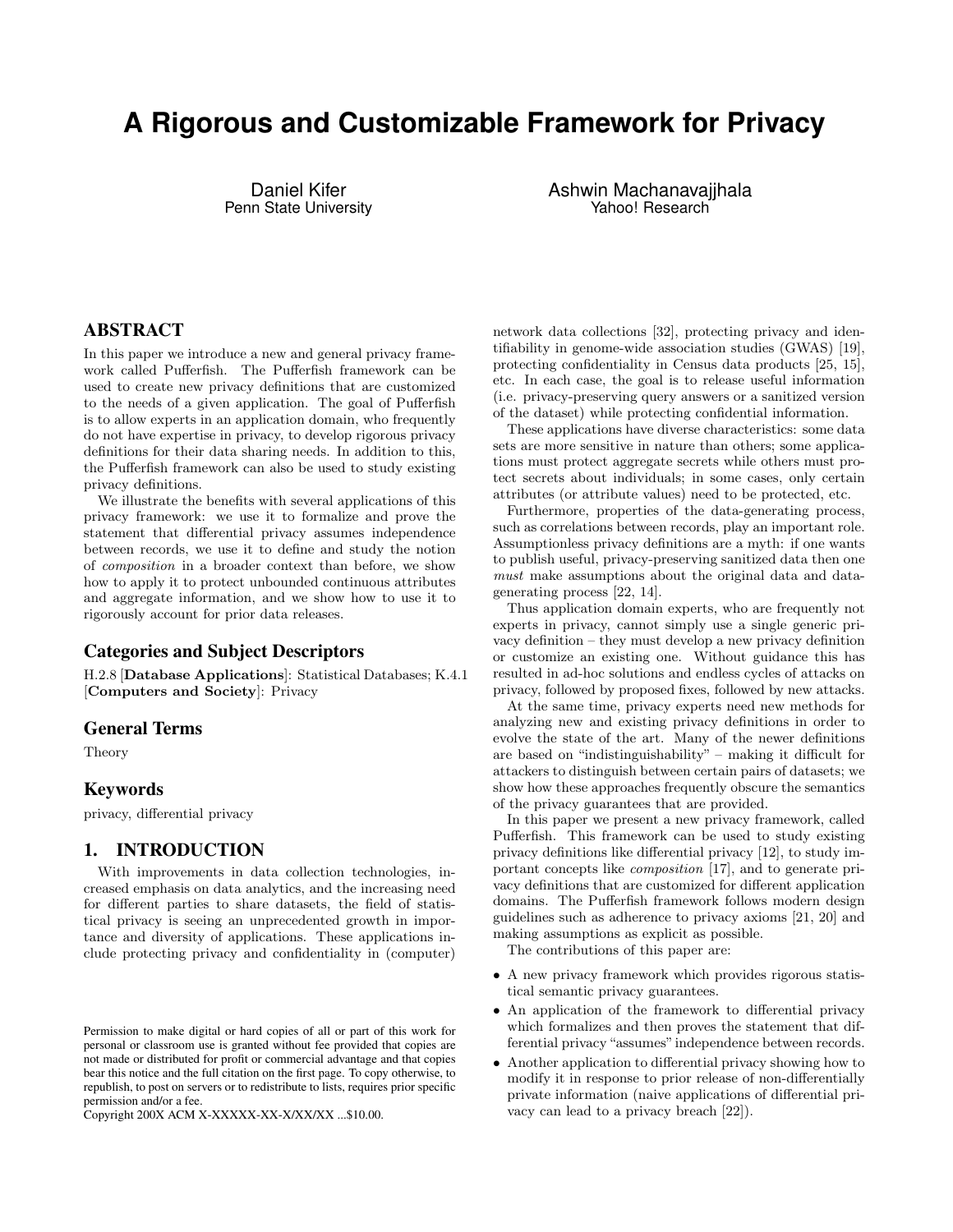# A Rigorous and Customizable Framework for Privacy

Daniel Kifer
Penn State University

Ashwin Machanavajjhala
Yahoo! Research

## ABSTRACT

In this paper we introduce a new and general privacy framework called Pufferfish. The Pufferfish framework can be used to create new privacy definitions that are customized to the needs of a given application. The goal of Pufferfish is to allow experts in an application domain, who frequently do not have expertise in privacy, to develop rigorous privacy definitions for their data sharing needs. In addition to this, the Pufferfish framework can also be used to study existing privacy definitions.

We illustrate the benefits with several applications of this privacy framework: we use it to formalize and prove the statement that differential privacy assumes independence between records, we use it to define and study the notion of *composition* in a broader context than before, we show how to apply it to protect unbounded continuous attributes and aggregate information, and we show how to use it to rigorously account for prior data releases.

### Categories and Subject Descriptors

H.2.8 [**Database Applications**]: Statistical Databases; K.4.1 [**Computers and Society**]: Privacy

### General Terms

Theory

### Keywords

privacy, differential privacy

## 1. INTRODUCTION

With improvements in data collection technologies, increased emphasis on data analytics, and the increasing need for different parties to share datasets, the field of statistical privacy is seeing an unprecedented growth in importance and diversity of applications. These applications include protecting privacy and confidentiality in (computer) network data collections [32], protecting privacy and identifiability in genome-wide association studies (GWAS) [19], protecting confidentiality in Census data products [25, 15], etc. In each case, the goal is to release useful information (i.e. privacy-preserving query answers or a sanitized version of the dataset) while protecting confidential information.

These applications have diverse characteristics: some data sets are more sensitive in nature than others; some applications must protect aggregate secrets while others must protect secrets about individuals; in some cases, only certain attributes (or attribute values) need to be protected, etc.

Furthermore, properties of the data-generating process, such as correlations between records, play an important role. Assumptionless privacy definitions are a myth: if one wants to publish useful, privacy-preserving sanitized data then one *must* make assumptions about the original data and data-generating process [22, 14].

Thus application domain experts, who are frequently not experts in privacy, cannot simply use a single generic privacy definition – they must develop a new privacy definition or customize an existing one. Without guidance this has resulted in ad-hoc solutions and endless cycles of attacks on privacy, followed by proposed fixes, followed by new attacks.

At the same time, privacy experts need new methods for analyzing new and existing privacy definitions in order to evolve the state of the art. Many of the newer definitions are based on "indistinguishability" – making it difficult for attackers to distinguish between certain pairs of datasets; we show how these approaches frequently obscure the semantics of the privacy guarantees that are provided.

In this paper we present a new privacy framework, called Pufferfish. This framework can be used to study existing privacy definitions like differential privacy [12], to study important concepts like *composition* [17], and to generate privacy definitions that are customized for different application domains. The Pufferfish framework follows modern design guidelines such as adherence to privacy axioms [21, 20] and making assumptions as explicit as possible.

The contributions of this paper are:

- A new privacy framework which provides rigorous statistical semantic privacy guarantees.
- An application of the framework to differential privacy which formalizes and then proves the statement that differential privacy "assumes" independence between records.
- Another application to differential privacy showing how to modify it in response to prior release of non-differentially private information (naive applications of differential privacy can lead to a privacy breach [22]).

Permission to make digital or hard copies of all or part of this work for personal or classroom use is granted without fee provided that copies are not made or distributed for profit or commercial advantage and that copies bear this notice and the full citation on the first page. To copy otherwise, to republish, to post on servers or to redistribute to lists, requires prior specific permission and/or a fee.
Copyright 200X ACM X-XXXXX-XX-X/XX/XX ...$10.00.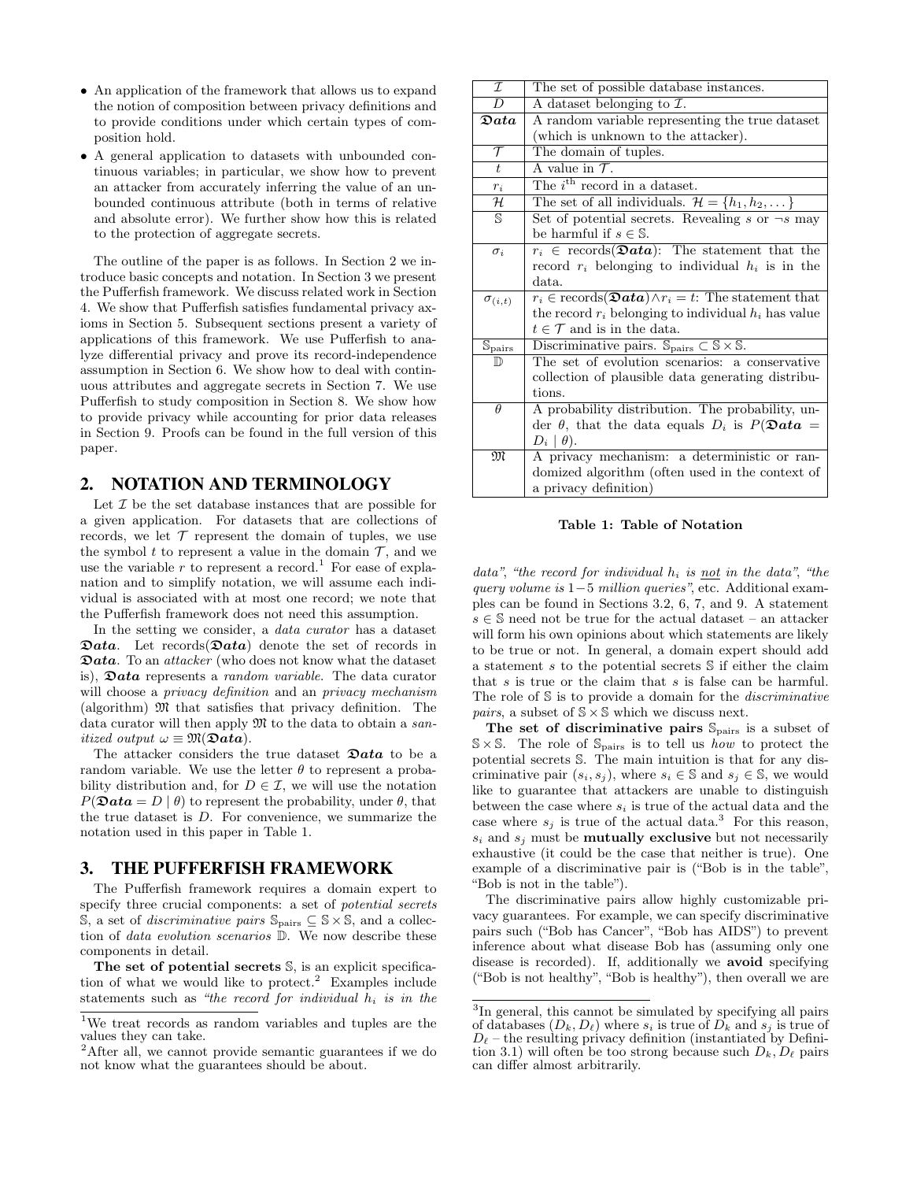- An application of the framework that allows us to expand the notion of composition between privacy definitions and to provide conditions under which certain types of composition hold.
- A general application to datasets with unbounded continuous variables; in particular, we show how to prevent an attacker from accurately inferring the value of an unbounded continuous attribute (both in terms of relative and absolute error). We further show how this is related to the protection of aggregate secrets.

The outline of the paper is as follows. In Section 2 we introduce basic concepts and notation. In Section 3 we present the Pufferfish framework. We discuss related work in Section 4. We show that Pufferfish satisfies fundamental privacy axioms in Section 5. Subsequent sections present a variety of applications of this framework. We use Pufferfish to analyze differential privacy and prove its record-independence assumption in Section 6. We show how to deal with continuous attributes and aggregate secrets in Section 7. We use Pufferfish to study composition in Section 8. We show how to provide privacy while accounting for prior data releases in Section 9. Proofs can be found in the full version of this paper.

## 2. NOTATION AND TERMINOLOGY

Let $\mathcal{I}$ be the set database instances that are possible for a given application. For datasets that are collections of records, we let $\mathcal{T}$ represent the domain of tuples, we use the symbol $t$ to represent a value in the domain $\mathcal{T}$, and we use the variable $r$ to represent a record.[1] For ease of explanation and to simplify notation, we will assume each individual is associated with at most one record; we note that the Pufferfish framework does not need this assumption.

In the setting we consider, a *data curator* has a dataset $\mathfrak{Data}$. Let records($\mathfrak{Data}$) denote the set of records in $\mathfrak{Data}$. To an *attacker* (who does not know what the dataset is), $\mathfrak{Data}$ represents a *random variable*. The data curator will choose a *privacy definition* and an *privacy mechanism* (algorithm) $\mathfrak{M}$ that satisfies that privacy definition. The data curator will then apply $\mathfrak{M}$ to the data to obtain a *sanitized output* $\omega \equiv \mathfrak{M}(\mathfrak{Data})$.

The attacker considers the true dataset $\mathfrak{Data}$ to be a random variable. We use the letter $\theta$ to represent a probability distribution and, for $D \in \mathcal{I}$, we will use the notation $P(\mathfrak{Data} = D \mid \theta)$ to represent the probability, under $\theta$, that the true dataset is $D$. For convenience, we summarize the notation used in this paper in Table 1.

| Symbol | Meaning |
|---|---|
| $\mathcal{I}$ | The set of possible database instances. |
| $D$ | A dataset belonging to $\mathcal{I}$. |
| $\mathfrak{Data}$ | A random variable representing the true dataset (which is unknown to the attacker). |
| $\mathcal{T}$ | The domain of tuples. |
| $t$ | A value in $\mathcal{T}$. |
| $r_i$ | The $i^{\text{th}}$ record in a dataset. |
| $\mathcal{H}$ | The set of all individuals. $\mathcal{H} = \{h_1, h_2, \dots\}$ |
| $\mathbb{S}$ | Set of potential secrets. Revealing $s$ or $\neg s$ may be harmful if $s \in \mathbb{S}$. |
| $\sigma_i$ | $r_i \in$ records($\mathfrak{Data}$): The statement that the record $r_i$ belonging to individual $h_i$ is in the data. |
| $\sigma_{(i,t)}$ | $r_i \in$ records($\mathfrak{Data}$)$\wedge r_i = t$: The statement that the record $r_i$ belonging to individual $h_i$ has value $t \in \mathcal{T}$ and is in the data. |
| $\mathbb{S}_{\text{pairs}}$ | Discriminative pairs. $\mathbb{S}_{\text{pairs}} \subset \mathbb{S} \times \mathbb{S}$. |
| $\mathbb{D}$ | The set of evolution scenarios: a conservative collection of plausible data generating distributions. |
| $\theta$ | A probability distribution. The probability, under $\theta$, that the data equals $D_i$ is $P(\mathfrak{Data} = D_i \mid \theta)$. |
| $\mathfrak{M}$ | A privacy mechanism: a deterministic or randomized algorithm (often used in the context of a privacy definition) |

**Table 1: Table of Notation**

## 3. THE PUFFERFISH FRAMEWORK

The Pufferfish framework requires a domain expert to specify three crucial components: a set of *potential secrets* $\mathbb{S}$, a set of *discriminative pairs* $\mathbb{S}_{\text{pairs}} \subseteq \mathbb{S} \times \mathbb{S}$, and a collection of *data evolution scenarios* $\mathbb{D}$. We now describe these components in detail.

**The set of potential secrets** $\mathbb{S}$, is an explicit specification of what we would like to protect.[2] Examples include statements such as *"the record for individual $h_i$ is in the data"*, *"the record for individual $h_i$ is not in the data"*, *"the query volume is 1−5 million queries"*, etc. Additional examples can be found in Sections 3.2, 6, 7, and 9. A statement $s \in \mathbb{S}$ need not be true for the actual dataset – an attacker will form his own opinions about which statements are likely to be true or not. In general, a domain expert should add a statement $s$ to the potential secrets $\mathbb{S}$ if either the claim that $s$ is true or the claim that $s$ is false can be harmful. The role of $\mathbb{S}$ is to provide a domain for the *discriminative pairs*, a subset of $\mathbb{S} \times \mathbb{S}$ which we discuss next.

**The set of discriminative pairs** $\mathbb{S}_{\text{pairs}}$ is a subset of $\mathbb{S} \times \mathbb{S}$. The role of $\mathbb{S}_{\text{pairs}}$ is to tell us *how* to protect the potential secrets $\mathbb{S}$. The main intuition is that for any discriminative pair $(s_i, s_j)$, where $s_i \in \mathbb{S}$ and $s_j \in \mathbb{S}$, we would like to guarantee that attackers are unable to distinguish between the case where $s_i$ is true of the actual data and the case where $s_j$ is true of the actual data.[3] For this reason, $s_i$ and $s_j$ must be **mutually exclusive** but not necessarily exhaustive (it could be the case that neither is true). One example of a discriminative pair is ("Bob is in the table", "Bob is not in the table").

The discriminative pairs allow highly customizable privacy guarantees. For example, we can specify discriminative pairs such ("Bob has Cancer", "Bob has AIDS") to prevent inference about what disease Bob has (assuming only one disease is recorded). If, additionally we **avoid** specifying ("Bob is not healthy", "Bob is healthy"), then overall we are

[1] We treat records as random variables and tuples are the values they can take.

[2] After all, we cannot provide semantic guarantees if we do not know what the guarantees should be about.

[3] In general, this cannot be simulated by specifying all pairs of databases $(D_k, D_\ell)$ where $s_i$ is true of $D_k$ and $s_j$ is true of $D_\ell$ – the resulting privacy definition (instantiated by Definition 3.1) will often be too strong because such $D_k, D_\ell$ pairs can differ almost arbitrarily.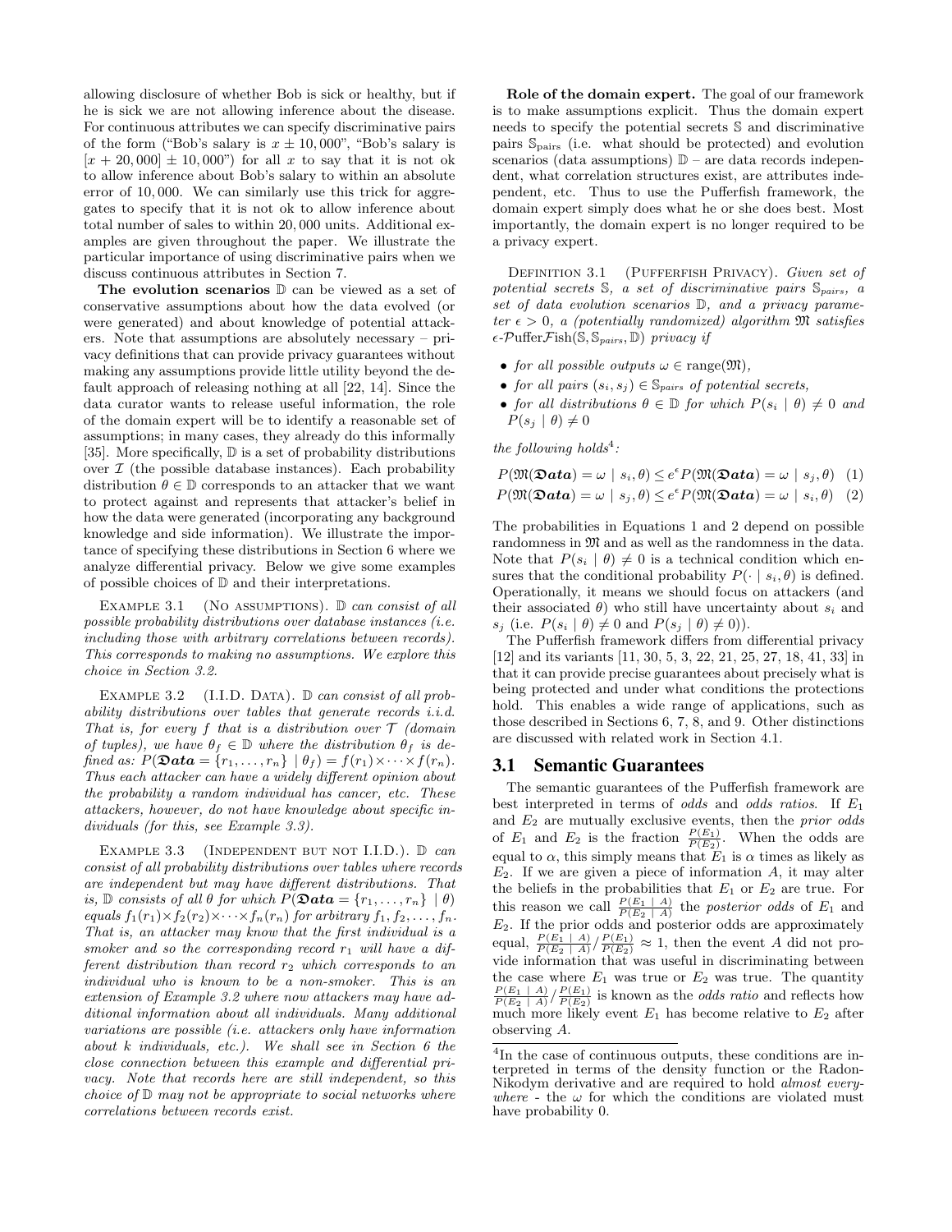allowing disclosure of whether Bob is sick or healthy, but if he is sick we are not allowing inference about the disease. For continuous attributes we can specify discriminative pairs of the form ("Bob's salary is $x \pm 10,000$", "Bob's salary is $[x + 20,000] \pm 10,000$") for all $x$ to say that it is not ok to allow inference about Bob's salary to within an absolute error of 10,000. We can similarly use this trick for aggregates to specify that it is not ok to allow inference about total number of sales to within 20,000 units. Additional examples are given throughout the paper. We illustrate the particular importance of using discriminative pairs when we discuss continuous attributes in Section 7.

**The evolution scenarios** $\mathbb{D}$ can be viewed as a set of conservative assumptions about how the data evolved (or were generated) and about knowledge of potential attackers. Note that assumptions are absolutely necessary – privacy definitions that can provide privacy guarantees without making any assumptions provide little utility beyond the default approach of releasing nothing at all [22, 14]. Since the data curator wants to release useful information, the role of the domain expert will be to identify a reasonable set of assumptions; in many cases, they already do this informally [35]. More specifically, $\mathbb{D}$ is a set of probability distributions over $\mathcal{I}$ (the possible database instances). Each probability distribution $\theta \in \mathbb{D}$ corresponds to an attacker that we want to protect against and represents that attacker's belief in how the data were generated (incorporating any background knowledge and side information). We illustrate the importance of specifying these distributions in Section 6 where we analyze differential privacy. Below we give some examples of possible choices of $\mathbb{D}$ and their interpretations.

Example 3.1 (No assumptions). *$\mathbb{D}$ can consist of all possible probability distributions over database instances (i.e. including those with arbitrary correlations between records). This corresponds to making no assumptions. We explore this choice in Section 3.2.*

Example 3.2 (I.I.D. Data). *$\mathbb{D}$ can consist of all probability distributions over tables that generate records i.i.d. That is, for every $f$ that is a distribution over $\mathcal{T}$ (domain of tuples), we have $\theta_f \in \mathbb{D}$ where the distribution $\theta_f$ is defined as: $P(\mathfrak{Data} = \{r_1, \dots, r_n\} \mid \theta_f) = f(r_1) \times \cdots \times f(r_n)$. Thus each attacker can have a widely different opinion about the probability a random individual has cancer, etc. These attackers, however, do not have knowledge about specific individuals (for this, see Example 3.3).*

Example 3.3 (Independent but not I.I.D.). *$\mathbb{D}$ can consist of all probability distributions over tables where records are independent but may have different distributions. That is, $\mathbb{D}$ consists of all $\theta$ for which $P(\mathfrak{Data} = \{r_1, \dots, r_n\} \mid \theta)$ equals $f_1(r_1) \times f_2(r_2) \times \cdots \times f_n(r_n)$ for arbitrary $f_1, f_2, \dots, f_n$. That is, an attacker may know that the first individual is a smoker and so the corresponding record $r_1$ will have a different distribution than record $r_2$ which corresponds to an individual who is known to be a non-smoker. This is an extension of Example 3.2 where now attackers may have additional information about all individuals. Many additional variations are possible (i.e. attackers only have information about $k$ individuals, etc.). We shall see in Section 6 the close connection between this example and differential privacy. Note that records here are still independent, so this choice of $\mathbb{D}$ may not be appropriate to social networks where correlations between records exist.*

**Role of the domain expert.** The goal of our framework is to make assumptions explicit. Thus the domain expert needs to specify the potential secrets $\mathbb{S}$ and discriminative pairs $\mathbb{S}_{\text{pairs}}$ (i.e. what should be protected) and evolution scenarios (data assumptions) $\mathbb{D}$ – are data records independent, what correlation structures exist, are attributes independent, etc. Thus to use the Pufferfish framework, the domain expert simply does what he or she does best. Most importantly, the domain expert is no longer required to be a privacy expert.

Definition 3.1 (Pufferfish Privacy). *Given set of potential secrets $\mathbb{S}$, a set of discriminative pairs $\mathbb{S}_{pairs}$, a set of data evolution scenarios $\mathbb{D}$, and a privacy parameter $\epsilon > 0$, a (potentially randomized) algorithm $\mathfrak{M}$ satisfies $\epsilon$-$\mathcal{P}$uffer$\mathcal{F}$ish$(\mathbb{S}, \mathbb{S}_{pairs}, \mathbb{D})$ privacy if*

- *for all possible outputs $\omega \in \text{range}(\mathfrak{M})$,*
- *for all pairs $(s_i, s_j) \in \mathbb{S}_{pairs}$ of potential secrets,*
- *for all distributions $\theta \in \mathbb{D}$ for which $P(s_i \mid \theta) \neq 0$ and $P(s_j \mid \theta) \neq 0$*

*the following holds*[4]*:*

$$P(\mathfrak{M}(\mathfrak{Data}) = \omega \mid s_i, \theta) \leq e^{\epsilon} P(\mathfrak{M}(\mathfrak{Data}) = \omega \mid s_j, \theta) \quad (1)$$

$$P(\mathfrak{M}(\mathfrak{Data}) = \omega \mid s_j, \theta) \leq e^{\epsilon} P(\mathfrak{M}(\mathfrak{Data}) = \omega \mid s_i, \theta) \quad (2)$$

The probabilities in Equations 1 and 2 depend on possible randomness in $\mathfrak{M}$ and as well as the randomness in the data. Note that $P(s_i \mid \theta) \neq 0$ is a technical condition which ensures that the conditional probability $P(\cdot \mid s_i, \theta)$ is defined. Operationally, it means we should focus on attackers (and their associated $\theta$) who still have uncertainty about $s_i$ and $s_j$ (i.e. $P(s_i \mid \theta) \neq 0$ and $P(s_j \mid \theta) \neq 0$).

The Pufferfish framework differs from differential privacy [12] and its variants [11, 30, 5, 3, 22, 21, 25, 27, 18, 41, 33] in that it can provide precise guarantees about precisely what is being protected and under what conditions the protections hold. This enables a wide range of applications, such as those described in Sections 6, 7, 8, and 9. Other distinctions are discussed with related work in Section 4.1.

## 3.1 Semantic Guarantees

The semantic guarantees of the Pufferfish framework are best interpreted in terms of *odds* and *odds ratios*. If $E_1$ and $E_2$ are mutually exclusive events, then the *prior odds* of $E_1$ and $E_2$ is the fraction $\frac{P(E_1)}{P(E_2)}$. When the odds are equal to $\alpha$, this simply means that $E_1$ is $\alpha$ times as likely as $E_2$. If we are given a piece of information $A$, it may alter the beliefs in the probabilities that $E_1$ or $E_2$ are true. For this reason we call $\frac{P(E_1 \mid A)}{P(E_2 \mid A)}$ the *posterior odds* of $E_1$ and $E_2$. If the prior odds and posterior odds are approximately equal, $\frac{P(E_1 \mid A)}{P(E_2 \mid A)} / \frac{P(E_1)}{P(E_2)} \approx 1$, then the event $A$ did not provide information that was useful in discriminating between the case where $E_1$ was true or $E_2$ was true. The quantity $\frac{P(E_1 \mid A)}{P(E_2 \mid A)} / \frac{P(E_1)}{P(E_2)}$ is known as the *odds ratio* and reflects how much more likely event $E_1$ has become relative to $E_2$ after observing $A$.

[4]In the case of continuous outputs, these conditions are interpreted in terms of the density function or the Radon-Nikodym derivative and are required to hold *almost everywhere* - the $\omega$ for which the conditions are violated must have probability 0.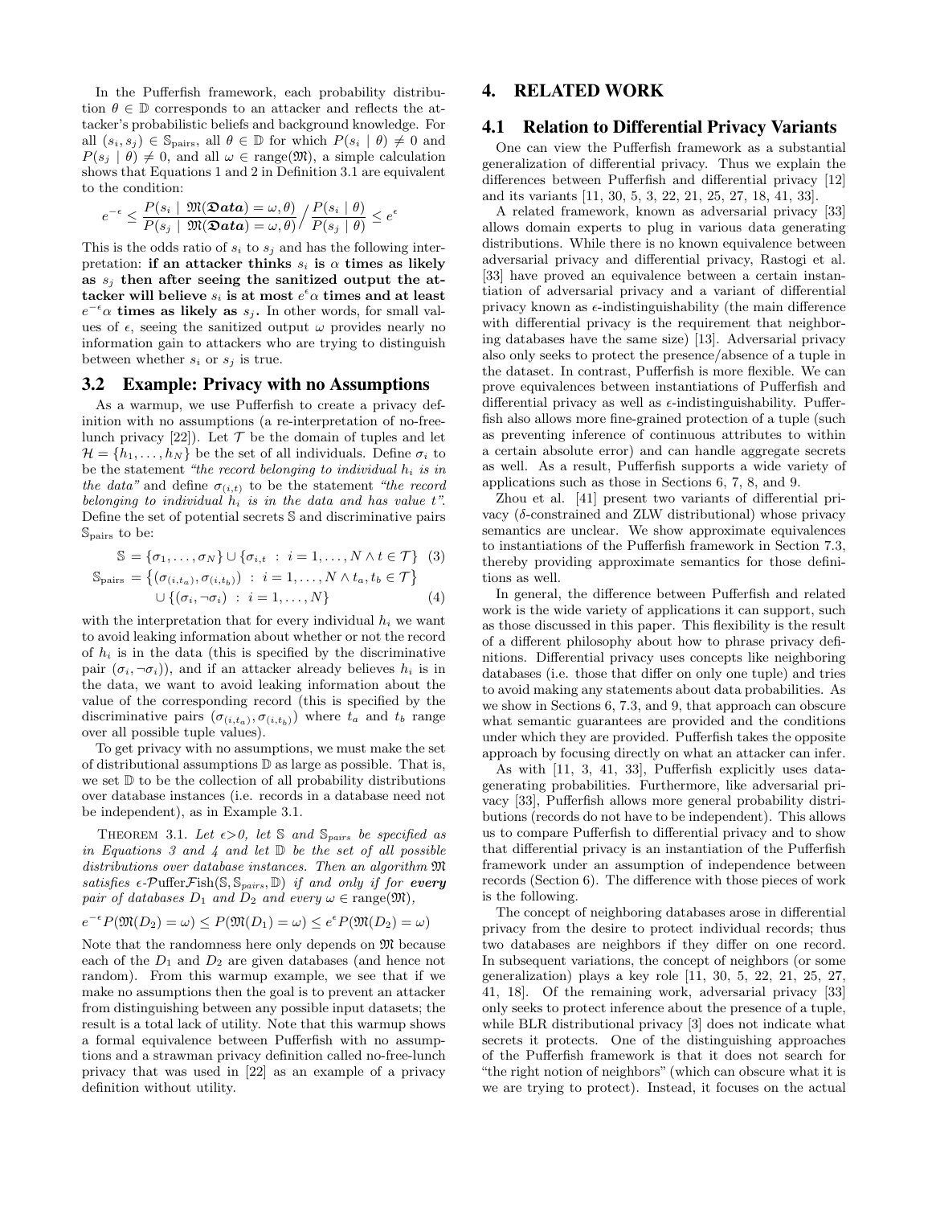In the Pufferfish framework, each probability distribution $\theta \in \mathbb{D}$ corresponds to an attacker and reflects the attacker's probabilistic beliefs and background knowledge. For all $(s_i, s_j) \in \mathbb{S}_{\text{pairs}}$, all $\theta \in \mathbb{D}$ for which $P(s_i \mid \theta) \neq 0$ and $P(s_j \mid \theta) \neq 0$, and all $\omega \in \text{range}(\mathfrak{M})$, a simple calculation shows that Equations 1 and 2 in Definition 3.1 are equivalent to the condition:

$$e^{-\epsilon} \leq \frac{P(s_i \mid \mathfrak{M}(\mathfrak{Data}) = \omega, \theta)}{P(s_j \mid \mathfrak{M}(\mathfrak{Data}) = \omega, \theta)} \Big/ \frac{P(s_i \mid \theta)}{P(s_j \mid \theta)} \leq e^{\epsilon}$$

This is the odds ratio of $s_i$ to $s_j$ and has the following interpretation: **if an attacker thinks $s_i$ is $\alpha$ times as likely as $s_j$ then after seeing the sanitized output the attacker will believe $s_i$ is at most $e^{\epsilon}\alpha$ times and at least $e^{-\epsilon}\alpha$ times as likely as $s_j$.** In other words, for small values of $\epsilon$, seeing the sanitized output $\omega$ provides nearly no information gain to attackers who are trying to distinguish between whether $s_i$ or $s_j$ is true.

## 3.2 Example: Privacy with no Assumptions

As a warmup, we use Pufferfish to create a privacy definition with no assumptions (a re-interpretation of no-free-lunch privacy [22]). Let $\mathcal{T}$ be the domain of tuples and let $\mathcal{H} = \{h_1, \dots, h_N\}$ be the set of all individuals. Define $\sigma_i$ to be the statement *"the record belonging to individual $h_i$ is in the data"* and define $\sigma_{(i,t)}$ to be the statement *"the record belonging to individual $h_i$ is in the data and has value $t$"*. Define the set of potential secrets $\mathbb{S}$ and discriminative pairs $\mathbb{S}_{\text{pairs}}$ to be:

$$\mathbb{S} = \{\sigma_1, \dots, \sigma_N\} \cup \{\sigma_{i,t} \; : \; i = 1, \dots, N \wedge t \in \mathcal{T}\} \quad (3)$$

$$\mathbb{S}_{\text{pairs}} = \left\{(\sigma_{(i,t_a)}, \sigma_{(i,t_b)}) \; : \; i = 1, \dots, N \wedge t_a, t_b \in \mathcal{T}\right\} \cup \{(\sigma_i, \neg\sigma_i) \; : \; i = 1, \dots, N\} \quad (4)$$

with the interpretation that for every individual $h_i$ we want to avoid leaking information about whether or not the record of $h_i$ is in the data (this is specified by the discriminative pair $(\sigma_i, \neg\sigma_i)$), and if an attacker already believes $h_i$ is in the data, we want to avoid leaking information about the value of the corresponding record (this is specified by the discriminative pairs $(\sigma_{(i,t_a)}, \sigma_{(i,t_b)})$ where $t_a$ and $t_b$ range over all possible tuple values).

To get privacy with no assumptions, we must make the set of distributional assumptions $\mathbb{D}$ as large as possible. That is, we set $\mathbb{D}$ to be the collection of all probability distributions over database instances (i.e. records in a database need not be independent), as in Example 3.1.

Theorem 3.1. *Let $\epsilon > 0$, let $\mathbb{S}$ and $\mathbb{S}_{pairs}$ be specified as in Equations 3 and 4 and let $\mathbb{D}$ be the set of all possible distributions over database instances. Then an algorithm $\mathfrak{M}$ satisfies $\epsilon$-$\mathcal{P}$uffer$\mathcal{F}$ish$(\mathbb{S}, \mathbb{S}_{pairs}, \mathbb{D})$ if and only if for **every** pair of databases $D_1$ and $D_2$ and every $\omega \in \text{range}(\mathfrak{M})$,*

$$e^{-\epsilon} P(\mathfrak{M}(D_2) = \omega) \leq P(\mathfrak{M}(D_1) = \omega) \leq e^{\epsilon} P(\mathfrak{M}(D_2) = \omega)$$

Note that the randomness here only depends on $\mathfrak{M}$ because each of the $D_1$ and $D_2$ are given databases (and hence not random). From this warmup example, we see that if we make no assumptions then the goal is to prevent an attacker from distinguishing between any possible input datasets; the result is a total lack of utility. Note that this warmup shows a formal equivalence between Pufferfish with no assumptions and a strawman privacy definition called no-free-lunch privacy that was used in [22] as an example of a privacy definition without utility.

# 4. RELATED WORK

## 4.1 Relation to Differential Privacy Variants

One can view the Pufferfish framework as a substantial generalization of differential privacy. Thus we explain the differences between Pufferfish and differential privacy [12] and its variants [11, 30, 5, 3, 22, 21, 25, 27, 18, 41, 33].

A related framework, known as adversarial privacy [33] allows domain experts to plug in various data generating distributions. While there is no known equivalence between adversarial privacy and differential privacy, Rastogi et al. [33] have proved an equivalence between a certain instantiation of adversarial privacy and a variant of differential privacy known as $\epsilon$-indistinguishability (the main difference with differential privacy is the requirement that neighboring databases have the same size) [13]. Adversarial privacy also only seeks to protect the presence/absence of a tuple in the dataset. In contrast, Pufferfish is more flexible. We can prove equivalences between instantiations of Pufferfish and differential privacy as well as $\epsilon$-indistinguishability. Pufferfish also allows more fine-grained protection of a tuple (such as preventing inference of continuous attributes to within a certain absolute error) and can handle aggregate secrets as well. As a result, Pufferfish supports a wide variety of applications such as those in Sections 6, 7, 8, and 9.

Zhou et al. [41] present two variants of differential privacy ($\delta$-constrained and ZLW distributional) whose privacy semantics are unclear. We show approximate equivalences to instantiations of the Pufferfish framework in Section 7.3, thereby providing approximate semantics for those definitions as well.

In general, the difference between Pufferfish and related work is the wide variety of applications it can support, such as those discussed in this paper. This flexibility is the result of a different philosophy about how to phrase privacy definitions. Differential privacy uses concepts like neighboring databases (i.e. those that differ on only one tuple) and tries to avoid making any statements about data probabilities. As we show in Sections 6, 7.3, and 9, that approach can obscure what semantic guarantees are provided and the conditions under which they are provided. Pufferfish takes the opposite approach by focusing directly on what an attacker can infer.

As with [11, 3, 41, 33], Pufferfish explicitly uses data-generating probabilities. Furthermore, like adversarial privacy [33], Pufferfish allows more general probability distributions (records do not have to be independent). This allows us to compare Pufferfish to differential privacy and to show that differential privacy is an instantiation of the Pufferfish framework under an assumption of independence between records (Section 6). The difference with those pieces of work is the following.

The concept of neighboring databases arose in differential privacy from the desire to protect individual records; thus two databases are neighbors if they differ on one record. In subsequent variations, the concept of neighbors (or some generalization) plays a key role [11, 30, 5, 22, 21, 25, 27, 41, 18]. Of the remaining work, adversarial privacy [33] only seeks to protect inference about the presence of a tuple, while BLR distributional privacy [3] does not indicate what secrets it protects. One of the distinguishing approaches of the Pufferfish framework is that it does not search for "the right notion of neighbors" (which can obscure what it is we are trying to protect). Instead, it focuses on the actual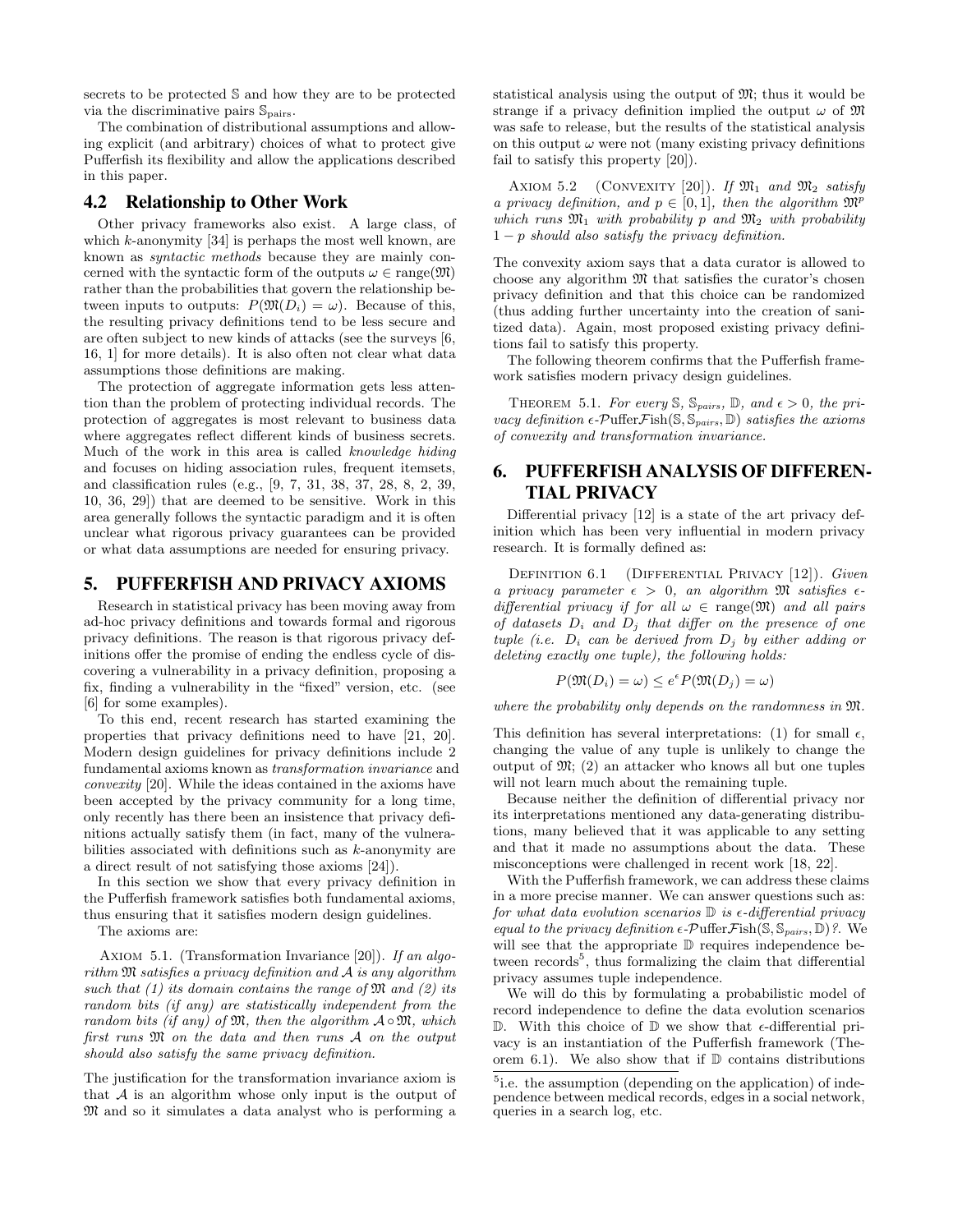secrets to be protected $\mathbb{S}$ and how they are to be protected via the discriminative pairs $\mathbb{S}_{\text{pairs}}$.

The combination of distributional assumptions and allowing explicit (and arbitrary) choices of what to protect give Pufferfish its flexibility and allow the applications described in this paper.

## 4.2 Relationship to Other Work

Other privacy frameworks also exist. A large class, of which $k$-anonymity [34] is perhaps the most well known, are known as *syntactic methods* because they are mainly concerned with the syntactic form of the outputs $\omega \in \text{range}(\mathfrak{M})$ rather than the probabilities that govern the relationship between inputs to outputs: $P(\mathfrak{M}(D_i) = \omega)$. Because of this, the resulting privacy definitions tend to be less secure and are often subject to new kinds of attacks (see the surveys [6, 16, 1] for more details). It is also often not clear what data assumptions those definitions are making.

The protection of aggregate information gets less attention than the problem of protecting individual records. The protection of aggregates is most relevant to business data where aggregates reflect different kinds of business secrets. Much of the work in this area is called *knowledge hiding* and focuses on hiding association rules, frequent itemsets, and classification rules (e.g., [9, 7, 31, 38, 37, 28, 8, 2, 39, 10, 36, 29]) that are deemed to be sensitive. Work in this area generally follows the syntactic paradigm and it is often unclear what rigorous privacy guarantees can be provided or what data assumptions are needed for ensuring privacy.

# 5. PUFFERFISH AND PRIVACY AXIOMS

Research in statistical privacy has been moving away from ad-hoc privacy definitions and towards formal and rigorous privacy definitions. The reason is that rigorous privacy definitions offer the promise of ending the endless cycle of discovering a vulnerability in a privacy definition, proposing a fix, finding a vulnerability in the "fixed" version, etc. (see [6] for some examples).

To this end, recent research has started examining the properties that privacy definitions need to have [21, 20]. Modern design guidelines for privacy definitions include 2 fundamental axioms known as *transformation invariance* and *convexity* [20]. While the ideas contained in the axioms have been accepted by the privacy community for a long time, only recently has there been an insistence that privacy definitions actually satisfy them (in fact, many of the vulnerabilities associated with definitions such as $k$-anonymity are a direct result of not satisfying those axioms [24]).

In this section we show that every privacy definition in the Pufferfish framework satisfies both fundamental axioms, thus ensuring that it satisfies modern design guidelines.

The axioms are:

AXIOM 5.1. (Transformation Invariance [20]). *If an algorithm $\mathfrak{M}$ satisfies a privacy definition and $\mathcal{A}$ is any algorithm such that (1) its domain contains the range of $\mathfrak{M}$ and (2) its random bits (if any) are statistically independent from the random bits (if any) of $\mathfrak{M}$, then the algorithm $\mathcal{A} \circ \mathfrak{M}$, which first runs $\mathfrak{M}$ on the data and then runs $\mathcal{A}$ on the output should also satisfy the same privacy definition.*

The justification for the transformation invariance axiom is that $\mathcal{A}$ is an algorithm whose only input is the output of $\mathfrak{M}$ and so it simulates a data analyst who is performing a statistical analysis using the output of $\mathfrak{M}$; thus it would be strange if a privacy definition implied the output $\omega$ of $\mathfrak{M}$ was safe to release, but the results of the statistical analysis on this output $\omega$ were not (many existing privacy definitions fail to satisfy this property [20]).

AXIOM 5.2 (CONVEXITY [20]). *If $\mathfrak{M}_1$ and $\mathfrak{M}_2$ satisfy a privacy definition, and $p \in [0, 1]$, then the algorithm $\mathfrak{M}^p$ which runs $\mathfrak{M}_1$ with probability $p$ and $\mathfrak{M}_2$ with probability $1 - p$ should also satisfy the privacy definition.*

The convexity axiom says that a data curator is allowed to choose any algorithm $\mathfrak{M}$ that satisfies the curator's chosen privacy definition and that this choice can be randomized (thus adding further uncertainty into the creation of sanitized data). Again, most proposed existing privacy definitions fail to satisfy this property.

The following theorem confirms that the Pufferfish framework satisfies modern privacy design guidelines.

THEOREM 5.1. *For every $\mathbb{S}$, $\mathbb{S}_{pairs}$, $\mathbb{D}$, and $\epsilon > 0$, the privacy definition $\epsilon$-$\mathcal{P}$uffer$\mathcal{F}$ish$(\mathbb{S}, \mathbb{S}_{pairs}, \mathbb{D})$ satisfies the axioms of convexity and transformation invariance.*

# 6. PUFFERFISH ANALYSIS OF DIFFERENTIAL PRIVACY

Differential privacy [12] is a state of the art privacy definition which has been very influential in modern privacy research. It is formally defined as:

DEFINITION 6.1 (DIFFERENTIAL PRIVACY [12]). *Given a privacy parameter $\epsilon > 0$, an algorithm $\mathfrak{M}$ satisfies $\epsilon$-differential privacy if for all $\omega \in \text{range}(\mathfrak{M})$ and all pairs of datasets $D_i$ and $D_j$ that differ on the presence of one tuple (i.e. $D_i$ can be derived from $D_j$ by either adding or deleting exactly one tuple), the following holds:*

$$P(\mathfrak{M}(D_i) = \omega) \leq e^{\epsilon} P(\mathfrak{M}(D_j) = \omega)$$

*where the probability only depends on the randomness in $\mathfrak{M}$.*

This definition has several interpretations: (1) for small $\epsilon$, changing the value of any tuple is unlikely to change the output of $\mathfrak{M}$; (2) an attacker who knows all but one tuples will not learn much about the remaining tuple.

Because neither the definition of differential privacy nor its interpretations mentioned any data-generating distributions, many believed that it was applicable to any setting and that it made no assumptions about the data. These misconceptions were challenged in recent work [18, 22].

With the Pufferfish framework, we can address these claims in a more precise manner. We can answer questions such as: *for what data evolution scenarios $\mathbb{D}$ is $\epsilon$-differential privacy equal to the privacy definition $\epsilon$-$\mathcal{P}$uffer$\mathcal{F}$ish$(\mathbb{S}, \mathbb{S}_{pairs}, \mathbb{D})$?*. We will see that the appropriate $\mathbb{D}$ requires independence between records[5], thus formalizing the claim that differential privacy assumes tuple independence.

We will do this by formulating a probabilistic model of record independence to define the data evolution scenarios $\mathbb{D}$. With this choice of $\mathbb{D}$ we show that $\epsilon$-differential privacy is an instantiation of the Pufferfish framework (Theorem 6.1). We also show that if $\mathbb{D}$ contains distributions

[5] i.e. the assumption (depending on the application) of independence between medical records, edges in a social network, queries in a search log, etc.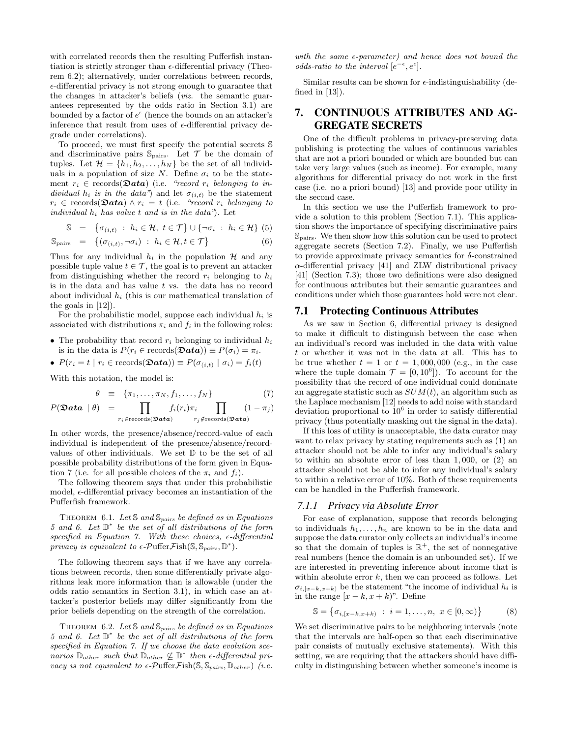with correlated records then the resulting Pufferfish instantiation is strictly stronger than $\epsilon$-differential privacy (Theorem 6.2); alternatively, under correlations between records, $\epsilon$-differential privacy is not strong enough to guarantee that the changes in attacker's beliefs (*viz.* the semantic guarantees represented by the odds ratio in Section 3.1) are bounded by a factor of $e^\epsilon$ (hence the bounds on an attacker's inference that result from uses of $\epsilon$-differential privacy degrade under correlations).

To proceed, we must first specify the potential secrets $\mathbb{S}$ and discriminative pairs $\mathbb{S}_{\text{pairs}}$. Let $\mathcal{T}$ be the domain of tuples. Let $\mathcal{H} = \{h_1, h_2, \dots, h_N\}$ be the set of all individuals in a population of size $N$. Define $\sigma_i$ to be the statement $r_i \in \text{records}(\mathfrak{Data})$ (i.e. *"record $r_i$ belonging to individual $h_i$ is in the data"*) and let $\sigma_{(i,t)}$ be the statement $r_i \in \text{records}(\mathfrak{Data}) \wedge r_i = t$ (i.e. *"record $r_i$ belonging to individual $h_i$ has value $t$ and is in the data"*). Let

$$\mathbb{S} = \left\{\sigma_{(i,t)} \ : \ h_i \in \mathcal{H}, \ t \in \mathcal{T}\right\} \cup \left\{\neg\sigma_i \ : \ h_i \in \mathcal{H}\right\} \quad (5)$$

$$\mathbb{S}_{\text{pairs}} = \left\{(\sigma_{(i,t)}, \neg\sigma_i) \ : \ h_i \in \mathcal{H}, t \in \mathcal{T}\right\} \quad (6)$$

Thus for any individual $h_i$ in the population $\mathcal{H}$ and any possible tuple value $t \in \mathcal{T}$, the goal is to prevent an attacker from distinguishing whether the record $r_i$ belonging to $h_i$ is in the data and has value $t$ vs. the data has no record about individual $h_i$ (this is our mathematical translation of the goals in [12]).

For the probabilistic model, suppose each individual $h_i$ is associated with distributions $\pi_i$ and $f_i$ in the following roles:

- The probability that record $r_i$ belonging to individual $h_i$ is in the data is $P(r_i \in \text{records}(\mathfrak{Data})) \equiv P(\sigma_i) = \pi_i$.
- $P(r_i = t \mid r_i \in \text{records}(\mathfrak{Data})) \equiv P(\sigma_{(i,t)} \mid \sigma_i) = f_i(t)$

With this notation, the model is:

$$\theta \equiv \{\pi_1, \dots, \pi_N, f_1, \dots, f_N\} \quad (7)$$

$$P(\mathfrak{Data} \mid \theta) = \prod_{r_i \in \text{records}(\mathfrak{Data})} f_i(r_i)\pi_i \prod_{r_j \notin \text{records}(\mathfrak{Data})} (1 - \pi_j)$$

In other words, the presence/absence/record-value of each individual is independent of the presence/absence/record-values of other individuals. We set $\mathbb{D}$ to be the set of all possible probability distributions of the form given in Equation 7 (i.e. for all possible choices of the $\pi_i$ and $f_i$).

The following theorem says that under this probabilistic model, $\epsilon$-differential privacy becomes an instantiation of the Pufferfish framework.

THEOREM 6.1. *Let $\mathbb{S}$ and $\mathbb{S}_{pairs}$ be defined as in Equations 5 and 6. Let $\mathbb{D}^*$ be the set of all distributions of the form specified in Equation 7. With these choices, $\epsilon$-differential privacy is equivalent to $\epsilon$-$\mathcal{P}$uffer$\mathcal{F}$ish$(\mathbb{S}, \mathbb{S}_{pairs}, \mathbb{D}^*)$.*

The following theorem says that if we have any correlations between records, then some differentially private algorithms leak more information than is allowable (under the odds ratio semantics in Section 3.1), in which case an attacker's posterior beliefs may differ significantly from the prior beliefs depending on the strength of the correlation.

THEOREM 6.2. *Let $\mathbb{S}$ and $\mathbb{S}_{pairs}$ be defined as in Equations 5 and 6. Let $\mathbb{D}^*$ be the set of all distributions of the form specified in Equation 7. If we choose the data evolution scenarios $\mathbb{D}_{other}$ such that $\mathbb{D}_{other} \not\subseteq \mathbb{D}^*$ then $\epsilon$-differential privacy is not equivalent to $\epsilon$-$\mathcal{P}$uffer$\mathcal{F}$ish$(\mathbb{S}, \mathbb{S}_{pairs}, \mathbb{D}_{other})$ (i.e. with the same $\epsilon$-parameter) and hence does not bound the odds-ratio to the interval $[e^{-\epsilon}, e^{\epsilon}]$.*

Similar results can be shown for $\epsilon$-indistinguishability (defined in [13]).

## 7. CONTINUOUS ATTRIBUTES AND AGGREGATE SECRETS

One of the difficult problems in privacy-preserving data publishing is protecting the values of continuous variables that are not a priori bounded or which are bounded but can take very large values (such as income). For example, many algorithms for differential privacy do not work in the first case (i.e. no a priori bound) [13] and provide poor utility in the second case.

In this section we use the Pufferfish framework to provide a solution to this problem (Section 7.1). This application shows the importance of specifying discriminative pairs $\mathbb{S}_{\text{pairs}}$. We then show how this solution can be used to protect aggregate secrets (Section 7.2). Finally, we use Pufferfish to provide approximate privacy semantics for $\delta$-constrained $\alpha$-differential privacy [41] and ZLW distributional privacy [41] (Section 7.3); those two definitions were also designed for continuous attributes but their semantic guarantees and conditions under which those guarantees hold were not clear.

### 7.1 Protecting Continuous Attributes

As we saw in Section 6, differential privacy is designed to make it difficult to distinguish between the case when an individual's record was included in the data with value $t$ or whether it was not in the data at all. This has to be true whether $t = 1$ or $t = 1,000,000$ (e.g., in the case where the tuple domain $\mathcal{T} = [0, 10^6]$). To account for the possibility that the record of one individual could dominate an aggregate statistic such as $SUM(t)$, an algorithm such as the Laplace mechanism [12] needs to add noise with standard deviation proportional to $10^6$ in order to satisfy differential privacy (thus potentially masking out the signal in the data).

If this loss of utility is unacceptable, the data curator may want to relax privacy by stating requirements such as (1) an attacker should not be able to infer any individual's salary to within an absolute error of less than 1,000, or (2) an attacker should not be able to infer any individual's salary to within a relative error of 10%. Both of these requirements can be handled in the Pufferfish framework.

#### 7.1.1 Privacy via Absolute Error

For ease of explanation, suppose that records belonging to individuals $h_1, \dots, h_n$ are known to be in the data and suppose the data curator only collects an individual's income so that the domain of tuples is $\mathbb{R}^+$, the set of nonnegative real numbers (hence the domain is an unbounded set). If we are interested in preventing inference about income that is within absolute error $k$, then we can proceed as follows. Let $\sigma_{i,[x-k,x+k)}$ be the statement "the income of individual $h_i$ is in the range $[x-k, x+k)$". Define

$$\mathbb{S} = \left\{\sigma_{i,[x-k,x+k)} \ : \ i = 1, \dots, n, \ x \in [0, \infty)\right\} \quad (8)$$

We set discriminative pairs to be neighboring intervals (note that the intervals are half-open so that each discriminative pair consists of mutually exclusive statements). With this setting, we are requiring that the attackers should have difficulty in distinguishing between whether someone's income is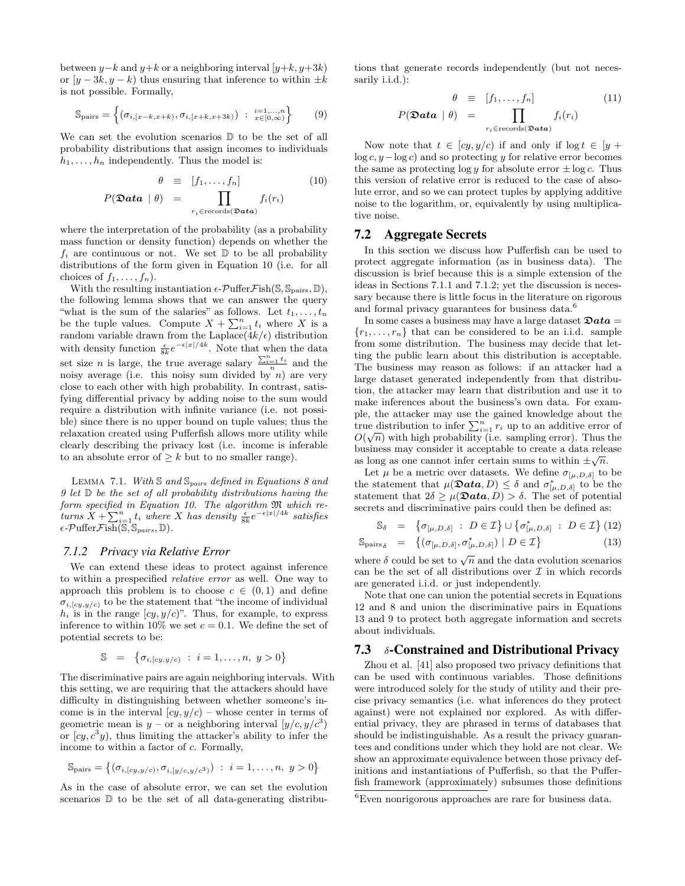between $y-k$ and $y+k$ or a neighboring interval $[y+k, y+3k)$ or $[y-3k, y-k)$ thus ensuring that inference to within $\pm k$ is not possible. Formally,

$$\mathbb{S}_{\text{pairs}} = \left\{ (\sigma_{i,[x-k,x+k)}, \sigma_{i,[x+k,x+3k)}) \;:\; {\scriptstyle i=1,\ldots,n \atop x\in[0,\infty)} \right\} \tag{9}$$

We can set the evolution scenarios $\mathbb{D}$ to be the set of all probability distributions that assign incomes to individuals $h_1, \ldots, h_n$ independently. Thus the model is:

$$\begin{aligned} \theta &\equiv [f_1, \ldots, f_n] \\ P(\mathfrak{Data} \mid \theta) &= \prod_{r_i \in \text{records}(\mathfrak{Data})} f_i(r_i) \end{aligned} \tag{10}$$

where the interpretation of the probability (as a probability mass function or density function) depends on whether the $f_i$ are continuous or not. We set $\mathbb{D}$ to be all probability distributions of the form given in Equation 10 (i.e. for all choices of $f_1, \ldots, f_n$).

With the resulting instantiation $\epsilon$-$\mathcal{P}$uffer$\mathcal{F}$ish$(\mathbb{S}, \mathbb{S}_{\text{pairs}}, \mathbb{D})$, the following lemma shows that we can answer the query "what is the sum of the salaries" as follows. Let $t_1, \ldots, t_n$ be the tuple values. Compute $X + \sum_{i=1}^{n} t_i$ where $X$ is a random variable drawn from the Laplace$(4k/\epsilon)$ distribution with density function $\frac{\epsilon}{8k} e^{-\epsilon|x|/4k}$. Note that when the data set size $n$ is large, the true average salary $\frac{\sum_{i=1}^{n} t_i}{n}$ and the noisy average (i.e. this noisy sum divided by $n$) are very close to each other with high probability. In contrast, satisfying differential privacy by adding noise to the sum would require a distribution with infinite variance (i.e. not possible) since there is no upper bound on tuple values; thus the relaxation created using Pufferfish allows more utility while clearly describing the privacy lost (i.e. income is inferable to an absolute error of $\geq k$ but to no smaller range).

Lemma 7.1. *With $\mathbb{S}$ and $\mathbb{S}_{pairs}$ defined in Equations 8 and 9 let $\mathbb{D}$ be the set of all probability distributions having the form specified in Equation 10. The algorithm $\mathfrak{M}$ which returns $X + \sum_{i=1}^{n} t_i$ where $X$ has density $\frac{\epsilon}{8k} e^{-\epsilon|x|/4k}$ satisfies $\epsilon$-$\mathcal{P}$uffer$\mathcal{F}$ish$(\mathbb{S}, \mathbb{S}_{pairs}, \mathbb{D})$.*

### 7.1.2 Privacy via Relative Error

We can extend these ideas to protect against inference to within a prespecified *relative error* as well. One way to approach this problem is to choose $c \in (0,1)$ and define $\sigma_{i,[cy,y/c)}$ to be the statement that "the income of individual $h_i$ is in the range $[cy, y/c)$". Thus, for example, to express inference to within 10% we set $c = 0.1$. We define the set of potential secrets to be:

$$\mathbb{S} \;=\; \left\{ \sigma_{i,[cy,y/c)} \;:\; i = 1, \ldots, n,\; y > 0 \right\}$$

The discriminative pairs are again neighboring intervals. With this setting, we are requiring that the attackers should have difficulty in distinguishing between whether someone's income is in the interval $[cy, y/c)$ – whose center in terms of geometric mean is $y$ – or a neighboring interval $[y/c, y/c^3)$ or $[cy, c^3 y)$, thus limiting the attacker's ability to infer the income to within a factor of $c$. Formally,

$$\mathbb{S}_{\text{pairs}} = \left\{ (\sigma_{i,[cy,y/c)}, \sigma_{i,[y/c,y/c^3)}) \;:\; i = 1, \ldots, n,\; y > 0 \right\}$$

As in the case of absolute error, we can set the evolution scenarios $\mathbb{D}$ to be the set of all data-generating distributions that generate records independently (but not necessarily i.i.d.):

$$\begin{aligned} \theta &\equiv [f_1, \ldots, f_n] \\ P(\mathfrak{Data} \mid \theta) &= \prod_{r_i \in \text{records}(\mathfrak{Data})} f_i(r_i) \end{aligned} \tag{11}$$

Now note that $t \in [cy, y/c)$ if and only if $\log t \in [y + \log c, y - \log c)$ and so protecting $y$ for relative error becomes the same as protecting $\log y$ for absolute error $\pm \log c$. Thus this version of relative error is reduced to the case of absolute error, and so we can protect tuples by applying additive noise to the logarithm, or, equivalently by using multiplicative noise.

## 7.2 Aggregate Secrets

In this section we discuss how Pufferfish can be used to protect aggregate information (as in business data). The discussion is brief because this is a simple extension of the ideas in Sections 7.1.1 and 7.1.2; yet the discussion is necessary because there is little focus in the literature on rigorous and formal privacy guarantees for business data.[6]

In some cases a business may have a large dataset $\mathfrak{Data} = \{r_1, \ldots, r_n\}$ that can be considered to be an i.i.d. sample from some distribution. The business may decide that letting the public learn about this distribution is acceptable. The business may reason as follows: if an attacker had a large dataset generated independently from that distribution, the attacker may learn that distribution and use it to make inferences about the business's own data. For example, the attacker may use the gained knowledge about the true distribution to infer $\sum_{i=1}^{n} r_i$ up to an additive error of $O(\sqrt{n})$ with high probability (i.e. sampling error). Thus the business may consider it acceptable to create a data release as long as one cannot infer certain sums to within $\pm\sqrt{n}$.

Let $\mu$ be a metric over datasets. We define $\sigma_{[\mu,D,\delta]}$ to be the statement that $\mu(\mathfrak{Data}, D) \leq \delta$ and $\sigma^*_{[\mu,D,\delta]}$ to be the statement that $2\delta \geq \mu(\mathfrak{Data}, D) > \delta$. The set of potential secrets and discriminative pairs could then be defined as:

$$\mathbb{S}_\delta \;=\; \left\{ \sigma_{[\mu,D,\delta]} \;:\; D \in \mathcal{I} \right\} \cup \left\{ \sigma^*_{[\mu,D,\delta]} \;:\; D \in \mathcal{I} \right\} \tag{12}$$

$$\mathbb{S}_{\text{pairs}\,\delta} \;=\; \left\{ (\sigma_{[\mu,D,\delta]}, \sigma^*_{[\mu,D,\delta]}) \mid D \in \mathcal{I} \right\} \tag{13}$$

where $\delta$ could be set to $\sqrt{n}$ and the data evolution scenarios can be the set of all distributions over $\mathcal{I}$ in which records are generated i.i.d. or just independently.

Note that one can union the potential secrets in Equations 12 and 8 and union the discriminative pairs in Equations 13 and 9 to protect both aggregate information and secrets about individuals.

## 7.3 $\delta$-Constrained and Distributional Privacy

Zhou et al. [41] also proposed two privacy definitions that can be used with continuous variables. Those definitions were introduced solely for the study of utility and their precise privacy semantics (i.e. what inferences do they protect against) were not explained nor explored. As with differential privacy, they are phrased in terms of databases that should be indistinguishable. As a result the privacy guarantees and conditions under which they hold are not clear. We show an approximate equivalence between those privacy definitions and instantiations of Pufferfish, so that the Pufferfish framework (approximately) subsumes those definitions

[6] Even nonrigorous approaches are rare for business data.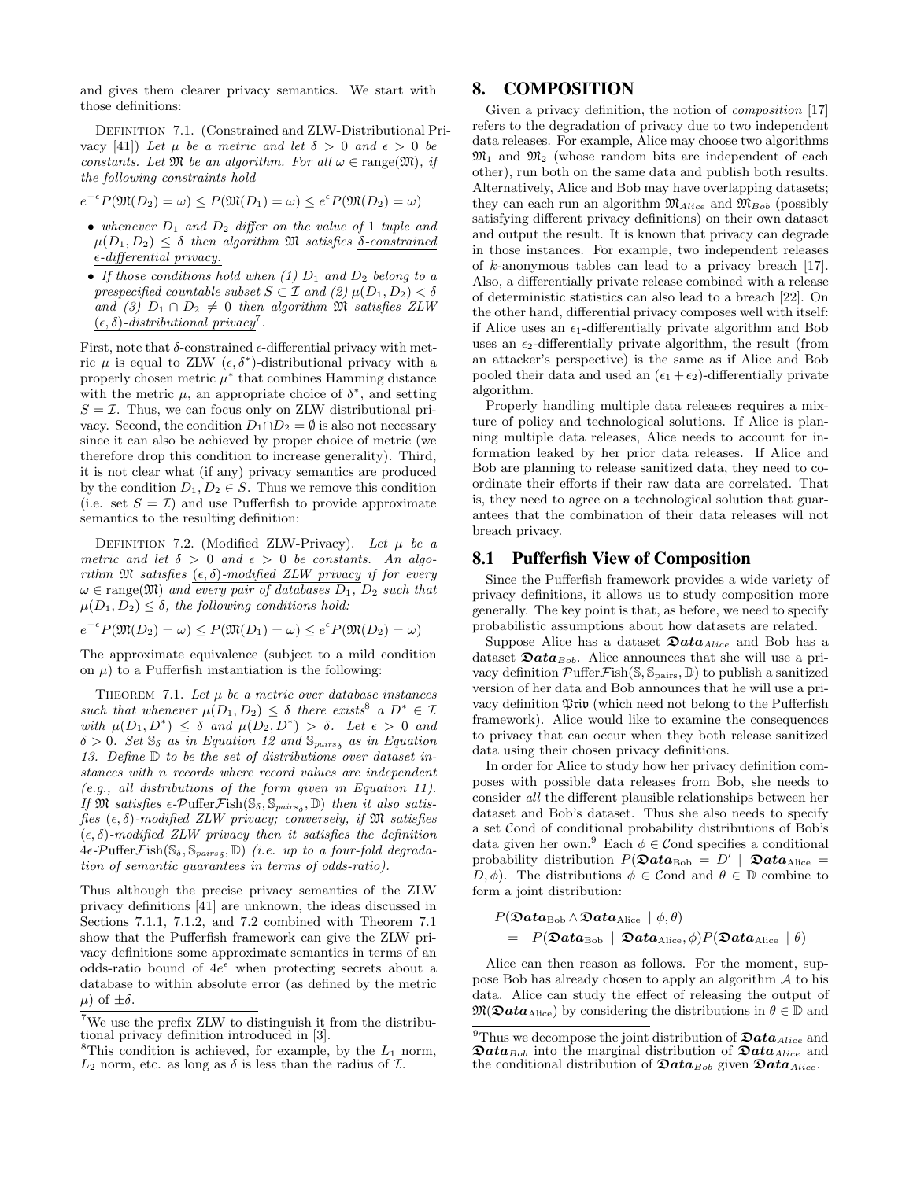and gives them clearer privacy semantics. We start with those definitions:

Definition 7.1. (Constrained and ZLW-Distributional Privacy [41]) *Let $\mu$ be a metric and let $\delta > 0$ and $\epsilon > 0$ be constants. Let $\mathfrak{M}$ be an algorithm. For all $\omega \in \text{range}(\mathfrak{M})$, if the following constraints hold*

$$e^{-\epsilon} P(\mathfrak{M}(D_2) = \omega) \leq P(\mathfrak{M}(D_1) = \omega) \leq e^{\epsilon} P(\mathfrak{M}(D_2) = \omega)$$

- *whenever $D_1$ and $D_2$ differ on the value of 1 tuple and $\mu(D_1, D_2) \leq \delta$ then algorithm $\mathfrak{M}$ satisfies* δ-constrained ε-differential privacy.
- *If those conditions hold when (1) $D_1$ and $D_2$ belong to a prespecified countable subset $S \subset \mathcal{I}$ and (2) $\mu(D_1, D_2) < \delta$ and (3) $D_1 \cap D_2 \neq 0$ then algorithm $\mathfrak{M}$ satisfies* ZLW (ε, δ)-distributional privacy[7].

First, note that $\delta$-constrained $\epsilon$-differential privacy with metric $\mu$ is equal to ZLW $(\epsilon, \delta^*)$-distributional privacy with a properly chosen metric $\mu^*$ that combines Hamming distance with the metric $\mu$, an appropriate choice of $\delta^*$, and setting $S = \mathcal{I}$. Thus, we can focus only on ZLW distributional privacy. Second, the condition $D_1 \cap D_2 = \emptyset$ is also not necessary since it can also be achieved by proper choice of metric (we therefore drop this condition to increase generality). Third, it is not clear what (if any) privacy semantics are produced by the condition $D_1, D_2 \in S$. Thus we remove this condition (i.e. set $S = \mathcal{I}$) and use Pufferfish to provide approximate semantics to the resulting definition:

Definition 7.2. (Modified ZLW-Privacy). *Let $\mu$ be a metric and let $\delta > 0$ and $\epsilon > 0$ be constants. An algorithm $\mathfrak{M}$ satisfies* (ε, δ)-modified ZLW privacy *if for every $\omega \in \text{range}(\mathfrak{M})$ and every pair of databases $D_1$, $D_2$ such that $\mu(D_1, D_2) \leq \delta$, the following conditions hold:*

$$e^{-\epsilon} P(\mathfrak{M}(D_2) = \omega) \leq P(\mathfrak{M}(D_1) = \omega) \leq e^{\epsilon} P(\mathfrak{M}(D_2) = \omega)$$

The approximate equivalence (subject to a mild condition on $\mu$) to a Pufferfish instantiation is the following:

Theorem 7.1. *Let $\mu$ be a metric over database instances such that whenever $\mu(D_1, D_2) \leq \delta$ there exists[8] a $D^* \in \mathcal{I}$ with $\mu(D_1, D^*) \leq \delta$ and $\mu(D_2, D^*) > \delta$. Let $\epsilon > 0$ and $\delta > 0$. Set $\mathbb{S}_\delta$ as in Equation 12 and $\mathbb{S}_{pairs_\delta}$ as in Equation 13. Define $\mathbb{D}$ to be the set of distributions over dataset instances with n records where record values are independent (e.g., all distributions of the form given in Equation 11). If $\mathfrak{M}$ satisfies $\epsilon$-$\mathcal{P}$uffer$\mathcal{F}$ish$(\mathbb{S}_\delta, \mathbb{S}_{pairs_\delta}, \mathbb{D})$ then it also satisfies $(\epsilon, \delta)$-modified ZLW privacy; conversely, if $\mathfrak{M}$ satisfies $(\epsilon, \delta)$-modified ZLW privacy then it satisfies the definition $4\epsilon$-$\mathcal{P}$uffer$\mathcal{F}$ish$(\mathbb{S}_\delta, \mathbb{S}_{pairs_\delta}, \mathbb{D})$ (i.e. up to a four-fold degradation of semantic guarantees in terms of odds-ratio).*

Thus although the precise privacy semantics of the ZLW privacy definitions [41] are unknown, the ideas discussed in Sections 7.1.1, 7.1.2, and 7.2 combined with Theorem 7.1 show that the Pufferfish framework can give the ZLW privacy definitions some approximate semantics in terms of an odds-ratio bound of $4e^\epsilon$ when protecting secrets about a database to within absolute error (as defined by the metric $\mu$) of $\pm\delta$.

[7] We use the prefix ZLW to distinguish it from the distributional privacy definition introduced in [3].

[8] This condition is achieved, for example, by the $L_1$ norm, $L_2$ norm, etc. as long as $\delta$ is less than the radius of $\mathcal{I}$.

# 8. COMPOSITION

Given a privacy definition, the notion of *composition* [17] refers to the degradation of privacy due to two independent data releases. For example, Alice may choose two algorithms $\mathfrak{M}_1$ and $\mathfrak{M}_2$ (whose random bits are independent of each other), run both on the same data and publish both results. Alternatively, Alice and Bob may have overlapping datasets; they can each run an algorithm $\mathfrak{M}_{Alice}$ and $\mathfrak{M}_{Bob}$ (possibly satisfying different privacy definitions) on their own dataset and output the result. It is known that privacy can degrade in those instances. For example, two independent releases of $k$-anonymous tables can lead to a privacy breach [17]. Also, a differentially private release combined with a release of deterministic statistics can also lead to a breach [22]. On the other hand, differential privacy composes well with itself: if Alice uses an $\epsilon_1$-differentially private algorithm and Bob uses an $\epsilon_2$-differentially private algorithm, the result (from an attacker's perspective) is the same as if Alice and Bob pooled their data and used an $(\epsilon_1 + \epsilon_2)$-differentially private algorithm.

Properly handling multiple data releases requires a mixture of policy and technological solutions. If Alice is planning multiple data releases, Alice needs to account for information leaked by her prior data releases. If Alice and Bob are planning to release sanitized data, they need to coordinate their efforts if their raw data are correlated. That is, they need to agree on a technological solution that guarantees that the combination of their data releases will not breach privacy.

## 8.1 Pufferfish View of Composition

Since the Pufferfish framework provides a wide variety of privacy definitions, it allows us to study composition more generally. The key point is that, as before, we need to specify probabilistic assumptions about how datasets are related.

Suppose Alice has a dataset $\mathfrak{Data}_{Alice}$ and Bob has a dataset $\mathfrak{Data}_{Bob}$. Alice announces that she will use a privacy definition $\mathcal{P}$uffer$\mathcal{F}$ish$(\mathbb{S}, \mathbb{S}_{\text{pairs}}, \mathbb{D})$ to publish a sanitized version of her data and Bob announces that he will use a privacy definition $\mathfrak{Priv}$ (which need not belong to the Pufferfish framework). Alice would like to examine the consequences to privacy that can occur when they both release sanitized data using their chosen privacy definitions.

In order for Alice to study how her privacy definition composes with possible data releases from Bob, she needs to consider *all* the different plausible relationships between her dataset and Bob's dataset. Thus she also needs to specify a set $\mathcal{C}ond$ of conditional probability distributions of Bob's data given her own.[9] Each $\phi \in \mathcal{C}ond$ specifies a conditional probability distribution $P(\mathfrak{Data}_{\text{Bob}} = D' \mid \mathfrak{Data}_{\text{Alice}} = D, \phi)$. The distributions $\phi \in \mathcal{C}ond$ and $\theta \in \mathbb{D}$ combine to form a joint distribution:

$$\begin{aligned} &P(\mathfrak{Data}_{\text{Bob}} \wedge \mathfrak{Data}_{\text{Alice}} \mid \phi, \theta) \\ &\quad = \; P(\mathfrak{Data}_{\text{Bob}} \mid \mathfrak{Data}_{\text{Alice}}, \phi) P(\mathfrak{Data}_{\text{Alice}} \mid \theta) \end{aligned}$$

Alice can then reason as follows. For the moment, suppose Bob has already chosen to apply an algorithm $\mathcal{A}$ to his data. Alice can study the effect of releasing the output of $\mathfrak{M}(\mathfrak{Data}_{\text{Alice}})$ by considering the distributions in $\theta \in \mathbb{D}$ and

[9] Thus we decompose the joint distribution of $\mathfrak{Data}_{Alice}$ and $\mathfrak{Data}_{Bob}$ into the marginal distribution of $\mathfrak{Data}_{Alice}$ and the conditional distribution of $\mathfrak{Data}_{Bob}$ given $\mathfrak{Data}_{Alice}$.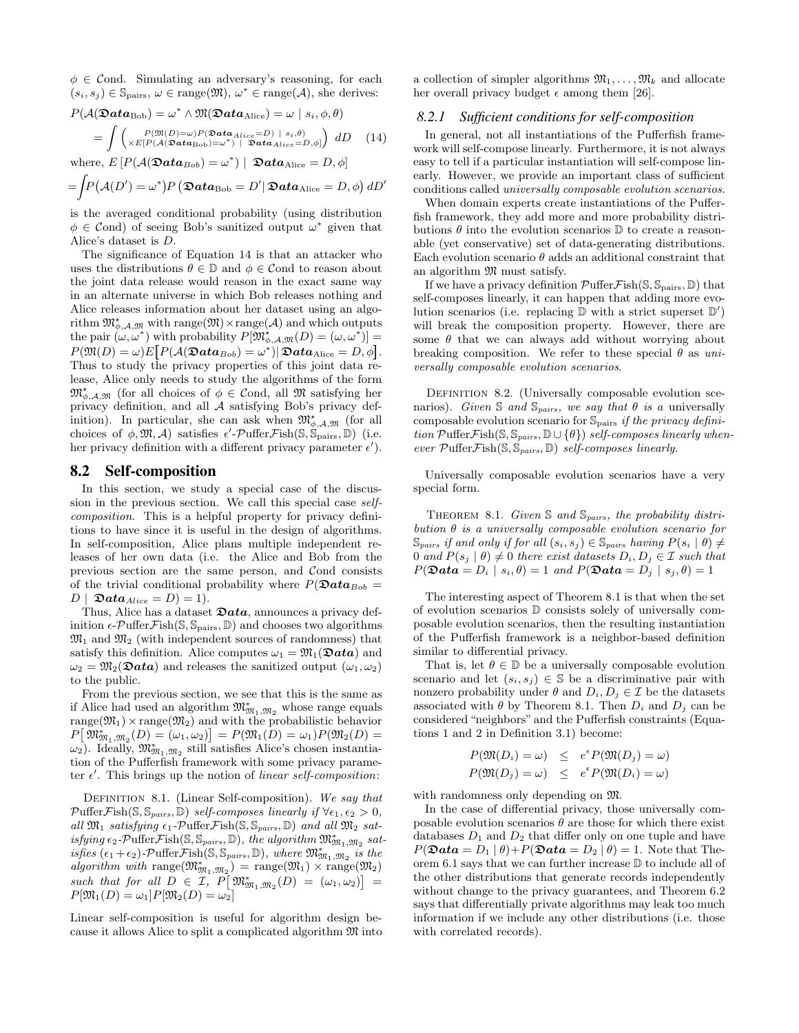$\phi \in \mathcal{C}\text{ond}$. Simulating an adversary's reasoning, for each $(s_i, s_j) \in \mathbb{S}_{\text{pairs}}$, $\omega \in \text{range}(\mathfrak{M})$, $\omega^* \in \text{range}(\mathcal{A})$, she derives:

$$P(\mathcal{A}(\mathfrak{Data}_{\text{Bob}}) = \omega^* \wedge \mathfrak{M}(\mathfrak{Data}_{\text{Alice}}) = \omega \mid s_i, \phi, \theta)$$

$$= \int \begin{pmatrix} P(\mathfrak{M}(D)=\omega) P(\mathfrak{Data}_{Alice}=D \mid s_i, \theta) \\ \times E[P(\mathcal{A}(\mathfrak{Data}_{\text{Bob}})=\omega^*) \mid \mathfrak{Data}_{Alice}=D, \phi] \end{pmatrix} dD \quad (14)$$

where, $E\left[P(\mathcal{A}(\mathfrak{Data}_{Bob}) = \omega^*) \mid \mathfrak{Data}_{\text{Alice}} = D, \phi\right]$

$$= \int P\big(\mathcal{A}(D') = \omega^*\big) P\left(\mathfrak{Data}_{\text{Bob}} = D' \middle| \mathfrak{Data}_{\text{Alice}} = D, \phi\right) dD'$$

is the averaged conditional probability (using distribution $\phi \in \mathcal{C}\text{ond}$) of seeing Bob's sanitized output $\omega^*$ given that Alice's dataset is $D$.

The significance of Equation 14 is that an attacker who uses the distributions $\theta \in \mathbb{D}$ and $\phi \in \mathcal{C}\text{ond}$ to reason about the joint data release would reason in the exact same way in an alternate universe in which Bob releases nothing and Alice releases information about her dataset using an algorithm $\mathfrak{M}^*_{\phi,\mathcal{A},\mathfrak{M}}$ with $\text{range}(\mathfrak{M}) \times \text{range}(\mathcal{A})$ and which outputs the pair $(\omega, \omega^*)$ with probability $P[\mathfrak{M}^*_{\phi,\mathcal{A},\mathfrak{M}}(D) = (\omega, \omega^*)] = P(\mathfrak{M}(D) = \omega) E\big[P(\mathcal{A}(\mathfrak{Data}_{Bob}) = \omega^*) \big| \mathfrak{Data}_{\text{Alice}} = D, \phi\big]$. Thus to study the privacy properties of this joint data release, Alice only needs to study the algorithms of the form $\mathfrak{M}^*_{\phi,\mathcal{A},\mathfrak{M}}$ (for all choices of $\phi \in \mathcal{C}\text{ond}$, all $\mathfrak{M}$ satisfying her privacy definition, and all $\mathcal{A}$ satisfying Bob's privacy definition). In particular, she can ask when $\mathfrak{M}^*_{\phi,\mathcal{A},\mathfrak{M}}$ (for all choices of $\phi, \mathfrak{M}, \mathcal{A}$) satisfies $\epsilon'$-$\mathcal{P}$uffer$\mathcal{F}$ish$(\mathbb{S}, \mathbb{S}_{\text{pairs}}, \mathbb{D})$ (i.e. her privacy definition with a different privacy parameter $\epsilon'$).

## 8.2 Self-composition

In this section, we study a special case of the discussion in the previous section. We call this special case *self-composition*. This is a helpful property for privacy definitions to have since it is useful in the design of algorithms. In self-composition, Alice plans multiple independent releases of her own data (i.e. the Alice and Bob from the previous section are the same person, and $\mathcal{C}\text{ond}$ consists of the trivial conditional probability where $P(\mathfrak{Data}_{Bob} = D \mid \mathfrak{Data}_{Alice} = D) = 1$).

Thus, Alice has a dataset $\mathfrak{Data}$, announces a privacy definition $\epsilon$-$\mathcal{P}$uffer$\mathcal{F}$ish$(\mathbb{S}, \mathbb{S}_{\text{pairs}}, \mathbb{D})$ and chooses two algorithms $\mathfrak{M}_1$ and $\mathfrak{M}_2$ (with independent sources of randomness) that satisfy this definition. Alice computes $\omega_1 = \mathfrak{M}_1(\mathfrak{Data})$ and $\omega_2 = \mathfrak{M}_2(\mathfrak{Data})$ and releases the sanitized output $(\omega_1, \omega_2)$ to the public.

From the previous section, we see that this is the same as if Alice had used an algorithm $\mathfrak{M}^*_{\mathfrak{M}_1,\mathfrak{M}_2}$ whose range equals $\text{range}(\mathfrak{M}_1) \times \text{range}(\mathfrak{M}_2)$ and with the probabilistic behavior $P\big[\mathfrak{M}^*_{\mathfrak{M}_1,\mathfrak{M}_2}(D) = (\omega_1, \omega_2)\big] = P(\mathfrak{M}_1(D) = \omega_1) P(\mathfrak{M}_2(D) = \omega_2)$. Ideally, $\mathfrak{M}^*_{\mathfrak{M}_1,\mathfrak{M}_2}$ still satisfies Alice's chosen instantiation of the Pufferfish framework with some privacy parameter $\epsilon'$. This brings up the notion of *linear self-composition*:

Definition 8.1. (Linear Self-composition). *We say that* $\mathcal{P}$uffer$\mathcal{F}$ish$(\mathbb{S}, \mathbb{S}_{pairs}, \mathbb{D})$ *self-composes linearly if* $\forall \epsilon_1, \epsilon_2 > 0$, *all* $\mathfrak{M}_1$ *satisfying* $\epsilon_1$-$\mathcal{P}$uffer$\mathcal{F}$ish$(\mathbb{S}, \mathbb{S}_{pairs}, \mathbb{D})$ *and all* $\mathfrak{M}_2$ *satisfying* $\epsilon_2$-$\mathcal{P}$uffer$\mathcal{F}$ish$(\mathbb{S}, \mathbb{S}_{pairs}, \mathbb{D})$, *the algorithm* $\mathfrak{M}^*_{\mathfrak{M}_1,\mathfrak{M}_2}$ *satisfies* $(\epsilon_1 + \epsilon_2)$-$\mathcal{P}$uffer$\mathcal{F}$ish$(\mathbb{S}, \mathbb{S}_{pairs}, \mathbb{D})$, *where* $\mathfrak{M}^*_{\mathfrak{M}_1,\mathfrak{M}_2}$ *is the algorithm with* $\text{range}(\mathfrak{M}^*_{\mathfrak{M}_1,\mathfrak{M}_2}) = \text{range}(\mathfrak{M}_1) \times \text{range}(\mathfrak{M}_2)$ *such that for all* $D \in \mathcal{I}$, $P\big[\mathfrak{M}^*_{\mathfrak{M}_1,\mathfrak{M}_2}(D) = (\omega_1, \omega_2)\big] = P[\mathfrak{M}_1(D) = \omega_1] P[\mathfrak{M}_2(D) = \omega_2]$

Linear self-composition is useful for algorithm design because it allows Alice to split a complicated algorithm $\mathfrak{M}$ into a collection of simpler algorithms $\mathfrak{M}_1, \ldots, \mathfrak{M}_k$ and allocate her overall privacy budget $\epsilon$ among them [26].

### 8.2.1 Sufficient conditions for self-composition

In general, not all instantiations of the Pufferfish framework will self-compose linearly. Furthermore, it is not always easy to tell if a particular instantiation will self-compose linearly. However, we provide an important class of sufficient conditions called *universally composable evolution scenarios*.

When domain experts create instantiations of the Pufferfish framework, they add more and more probability distributions $\theta$ into the evolution scenarios $\mathbb{D}$ to create a reasonable (yet conservative) set of data-generating distributions. Each evolution scenario $\theta$ adds an additional constraint that an algorithm $\mathfrak{M}$ must satisfy.

If we have a privacy definition $\mathcal{P}$uffer$\mathcal{F}$ish$(\mathbb{S}, \mathbb{S}_{\text{pairs}}, \mathbb{D})$ that self-composes linearly, it can happen that adding more evolution scenarios (i.e. replacing $\mathbb{D}$ with a strict superset $\mathbb{D}'$) will break the composition property. However, there are some $\theta$ that we can always add without worrying about breaking composition. We refer to these special $\theta$ as *universally composable evolution scenarios*.

Definition 8.2. (Universally composable evolution scenarios). *Given* $\mathbb{S}$ *and* $\mathbb{S}_{pairs}$, *we say that* $\theta$ *is a* universally composable evolution scenario *for* $\mathbb{S}_{\text{pairs}}$ *if the privacy definition* $\mathcal{P}$uffer$\mathcal{F}$ish$(\mathbb{S}, \mathbb{S}_{pairs}, \mathbb{D} \cup \{\theta\})$ *self-composes linearly whenever* $\mathcal{P}$uffer$\mathcal{F}$ish$(\mathbb{S}, \mathbb{S}_{pairs}, \mathbb{D})$ *self-composes linearly.*

Universally composable evolution scenarios have a very special form.

Theorem 8.1. *Given* $\mathbb{S}$ *and* $\mathbb{S}_{pairs}$, *the probability distribution* $\theta$ *is a universally composable evolution scenario for* $\mathbb{S}_{pairs}$ *if and only if for all* $(s_i, s_j) \in \mathbb{S}_{pairs}$ *having* $P(s_i \mid \theta) \neq 0$ *and* $P(s_j \mid \theta) \neq 0$ *there exist datasets* $D_i, D_j \in \mathcal{I}$ *such that* $P(\mathfrak{Data} = D_i \mid s_i, \theta) = 1$ *and* $P(\mathfrak{Data} = D_j \mid s_j, \theta) = 1$

The interesting aspect of Theorem 8.1 is that when the set of evolution scenarios $\mathbb{D}$ consists solely of universally composable evolution scenarios, then the resulting instantiation of the Pufferfish framework is a neighbor-based definition similar to differential privacy.

That is, let $\theta \in \mathbb{D}$ be a universally composable evolution scenario and let $(s_i, s_j) \in \mathbb{S}$ be a discriminative pair with nonzero probability under $\theta$ and $D_i, D_j \in \mathcal{I}$ be the datasets associated with $\theta$ by Theorem 8.1. Then $D_i$ and $D_j$ can be considered "neighbors" and the Pufferfish constraints (Equations 1 and 2 in Definition 3.1) become:

$$\begin{aligned} P(\mathfrak{M}(D_i) = \omega) &\leq e^{\epsilon} P(\mathfrak{M}(D_j) = \omega) \\ P(\mathfrak{M}(D_j) = \omega) &\leq e^{\epsilon} P(\mathfrak{M}(D_i) = \omega) \end{aligned}$$

with randomness only depending on $\mathfrak{M}$.

In the case of differential privacy, those universally composable evolution scenarios $\theta$ are those for which there exist databases $D_1$ and $D_2$ that differ only on one tuple and have $P(\mathfrak{Data} = D_1 \mid \theta) + P(\mathfrak{Data} = D_2 \mid \theta) = 1$. Note that Theorem 6.1 says that we can further increase $\mathbb{D}$ to include all of the other distributions that generate records independently without change to the privacy guarantees, and Theorem 6.2 says that differentially private algorithms may leak too much information if we include any other distributions (i.e. those with correlated records).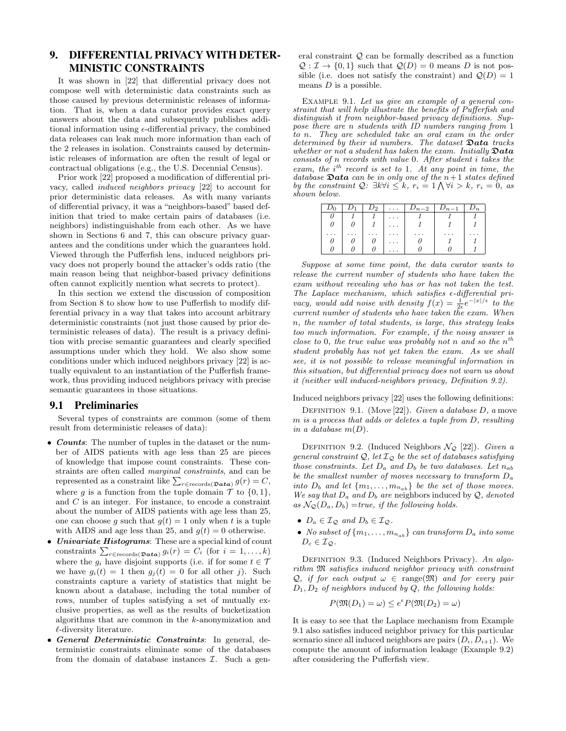## 9. DIFFERENTIAL PRIVACY WITH DETERMINISTIC CONSTRAINTS

It was shown in [22] that differential privacy does not compose well with deterministic data constraints such as those caused by previous deterministic releases of information. That is, when a data curator provides exact query answers about the data and subsequently publishes additional information using $\epsilon$-differential privacy, the combined data releases can leak much more information than each of the 2 releases in isolation. Constraints caused by deterministic releases of information are often the result of legal or contractual obligations (e.g., the U.S. Decennial Census).

Prior work [22] proposed a modification of differential privacy, called *induced neighbors privacy* [22] to account for prior deterministic data releases. As with many variants of differential privacy, it was a "neighbors-based" based definition that tried to make certain pairs of databases (i.e. neighbors) indistinguishable from each other. As we have shown in Sections 6 and 7, this can obscure privacy guarantees and the conditions under which the guarantees hold. Viewed through the Pufferfish lens, induced neighbors privacy does not properly bound the attacker's odds ratio (the main reason being that neighbor-based privacy definitions often cannot explicitly mention what secrets to protect).

In this section we extend the discussion of composition from Section 8 to show how to use Pufferfish to modify differential privacy in a way that takes into account arbitrary deterministic constraints (not just those caused by prior deterministic releases of data). The result is a privacy definition with precise semantic guarantees and clearly specified assumptions under which they hold. We also show some conditions under which induced neighbors privacy [22] is actually equivalent to an instantiation of the Pufferfish framework, thus providing induced neighbors privacy with precise semantic guarantees in those situations.

### 9.1 Preliminaries

Several types of constraints are common (some of them result from deterministic releases of data):

- ***Counts***: The number of tuples in the dataset or the number of AIDS patients with age less than 25 are pieces of knowledge that impose count constraints. These constraints are often called *marginal constraints*, and can be represented as a constraint like $\sum_{r \in \text{records}(\mathfrak{Data})} g(r) = C$, where $g$ is a function from the tuple domain $\mathcal{T}$ to $\{0, 1\}$, and $C$ is an integer. For instance, to encode a constraint about the number of AIDS patients with age less than 25, one can choose $g$ such that $g(t) = 1$ only when $t$ is a tuple with AIDS and age less than 25, and $g(t) = 0$ otherwise.
- ***Univariate Histograms***: These are a special kind of count constraints $\sum_{r \in \text{records}(\mathfrak{Data})} g_i(r) = C_i$ (for $i = 1, \ldots, k$) where the $g_i$ have disjoint supports (i.e. if for some $t \in \mathcal{T}$ we have $g_i(t) = 1$ then $g_j(t) = 0$ for all other $j$). Such constraints capture a variety of statistics that might be known about a database, including the total number of rows, number of tuples satisfying a set of mutually exclusive properties, as well as the results of bucketization algorithms that are common in the $k$-anonymization and $\ell$-diversity literature.
- ***General Deterministic Constraints***: In general, deterministic constraints eliminate some of the databases from the domain of database instances $\mathcal{I}$. Such a general constraint $\mathcal{Q}$ can be formally described as a function $\mathcal{Q} : \mathcal{I} \to \{0, 1\}$ such that $\mathcal{Q}(D) = 0$ means $D$ is not possible (i.e. does not satisfy the constraint) and $\mathcal{Q}(D) = 1$ means $D$ is a possible.

Example 9.1. *Let us give an example of a general constraint that will help illustrate the benefits of Pufferfish and distinguish it from neighbor-based privacy definitions. Suppose there are $n$ students with ID numbers ranging from 1 to $n$. They are scheduled take an oral exam in the order determined by their id numbers. The dataset $\mathfrak{Data}$ tracks whether or not a student has taken the exam. Initially $\mathfrak{Data}$ consists of $n$ records with value 0. After student $i$ takes the exam, the $i^{th}$ record is set to 1. At any point in time, the database $\mathfrak{Data}$ can be in only one of the $n+1$ states defined by the constraint $\mathcal{Q}$: $\exists k \forall i \leq k,\ r_i = 1 \bigwedge \forall i > k,\ r_i = 0$, as shown below.*

| $D_0$ | $D_1$ | $D_2$ | $\ldots$ | $D_{n-2}$ | $D_{n-1}$ | $D_n$ |
|---|---|---|---|---|---|---|
| 0 | 1 | 1 | $\ldots$ | 1 | 1 | 1 |
| 0 | 0 | 1 | $\ldots$ | 1 | 1 | 1 |
| $\ldots$ | $\ldots$ | $\ldots$ | $\ldots$ | $\ldots$ | $\ldots$ | $\ldots$ |
| 0 | 0 | 0 | $\ldots$ | 0 | 1 | 1 |
| 0 | 0 | 0 | $\ldots$ | 0 | 0 | 1 |

*Suppose at some time point, the data curator wants to release the current number of students who have taken the exam without revealing who has or has not taken the test. The Laplace mechanism, which satisfies $\epsilon$-differential privacy, would add noise with density $f(x) = \frac{1}{2\epsilon} e^{-|x|/\epsilon}$ to the current number of students who have taken the exam. When $n$, the number of total students, is large, this strategy leaks too much information. For example, if the noisy answer is close to 0, the true value was probably not $n$ and so the $n^{th}$ student probably has not yet taken the exam. As we shall see, it is not possible to release meaningful information in this situation, but differential privacy does not warn us about it (neither will induced-neighbors privacy, Definition 9.2).*

Induced neighbors privacy [22] uses the following definitions:

Definition 9.1. (Move [22]). *Given a database $D$, a* move *$m$ is a process that adds or deletes a tuple from $D$, resulting in a database $m(D)$.*

Definition 9.2. (Induced Neighbors $\mathcal{N}_\mathcal{Q}$ [22]). *Given a general constraint $\mathcal{Q}$, let $\mathcal{I}_\mathcal{Q}$ be the set of databases satisfying those constraints. Let $D_a$ and $D_b$ be two databases. Let $n_{ab}$ be the smallest number of moves necessary to transform $D_a$ into $D_b$ and let $\{m_1, \ldots, m_{n_{ab}}\}$ be the set of those moves. We say that $D_a$ and $D_b$ are* neighbors *induced by $\mathcal{Q}$, denoted as $\mathcal{N}_\mathcal{Q}(D_a, D_b)$ =true, if the following holds.*

- *$D_a \in \mathcal{I}_\mathcal{Q}$ and $D_b \in \mathcal{I}_\mathcal{Q}$.*
- *No subset of $\{m_1, \ldots, m_{n_{ab}}\}$ can transform $D_a$ into some $D_c \in \mathcal{I}_\mathcal{Q}$.*

Definition 9.3. (Induced Neighbors Privacy). *An algorithm $\mathfrak{M}$ satisfies induced neighbor privacy with constraint $\mathcal{Q}$, if for each output $\omega \in \text{range}(\mathfrak{M})$ and for every pair $D_1, D_2$ of neighbors induced by $Q$, the following holds:*

$$P(\mathfrak{M}(D_1) = \omega) \leq e^\epsilon P(\mathfrak{M}(D_2) = \omega)$$

It is easy to see that the Laplace mechanism from Example 9.1 also satisfies induced neighbor privacy for this particular scenario since all induced neighbors are pairs $(D_i, D_{i+1})$. We compute the amount of information leakage (Example 9.2) after considering the Pufferfish view.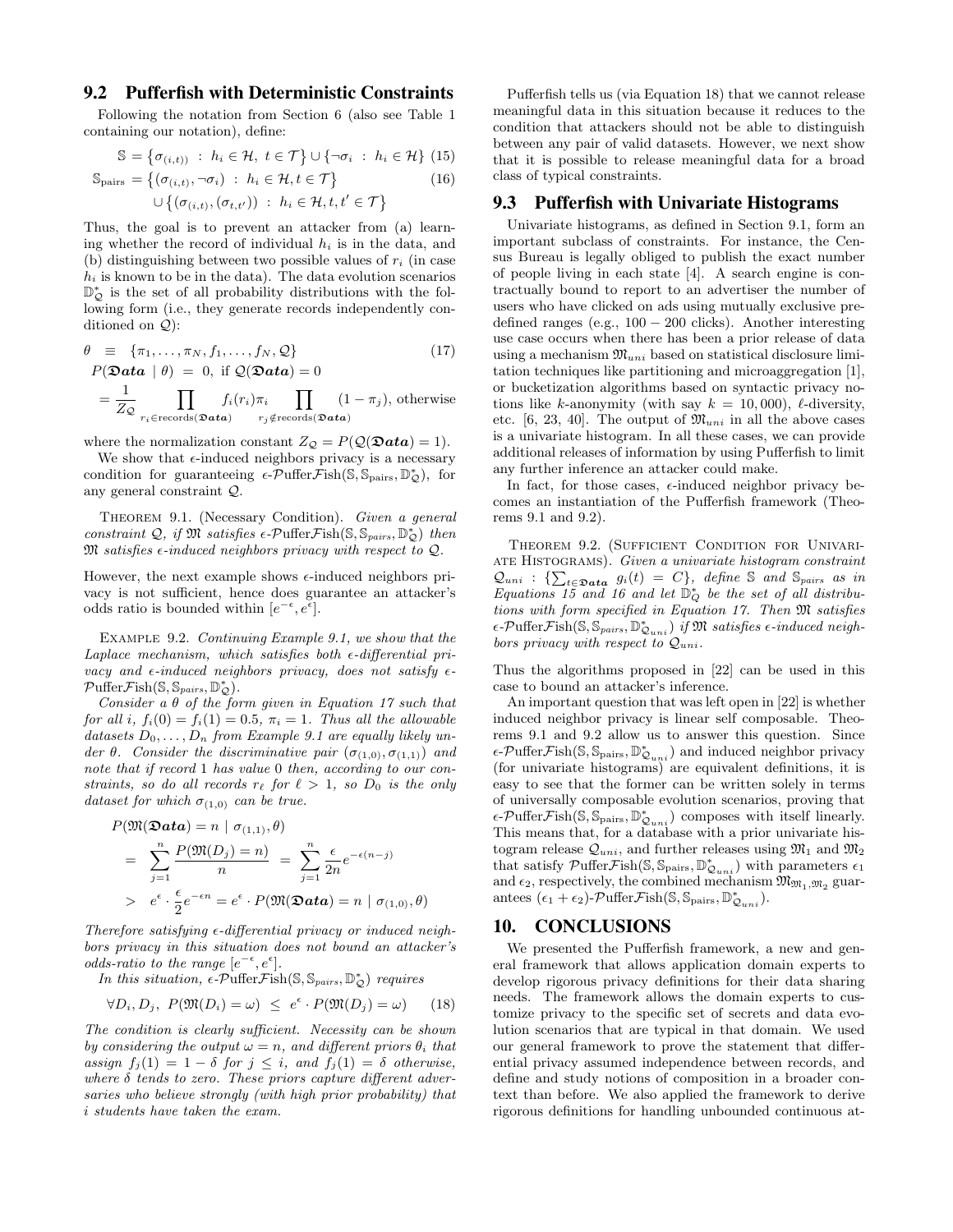## 9.2 Pufferfish with Deterministic Constraints

Following the notation from Section 6 (also see Table 1 containing our notation), define:

$$\mathbb{S} = \{\sigma_{(i,t))} \ : \ h_i \in \mathcal{H}, \ t \in \mathcal{T}\} \cup \{\neg\sigma_i \ : \ h_i \in \mathcal{H}\} \quad (15)$$

$$\mathbb{S}_{\text{pairs}} = \{(\sigma_{(i,t)}, \neg\sigma_i) \ : \ h_i \in \mathcal{H}, t \in \mathcal{T}\} \cup \{(\sigma_{(i,t)}, (\sigma_{t,t'})) \ : \ h_i \in \mathcal{H}, t, t' \in \mathcal{T}\} \quad (16)$$

Thus, the goal is to prevent an attacker from (a) learning whether the record of individual $h_i$ is in the data, and (b) distinguishing between two possible values of $r_i$ (in case $h_i$ is known to be in the data). The data evolution scenarios $\mathbb{D}^*_{\mathcal{Q}}$ is the set of all probability distributions with the following form (i.e., they generate records independently conditioned on $\mathcal{Q}$):

$$\begin{aligned}
\theta &\equiv \{\pi_1, \ldots, \pi_N, f_1, \ldots, f_N, \mathcal{Q}\} \quad (17)\\
P(\mathfrak{Data} \mid \theta) &= 0, \text{ if } \mathcal{Q}(\mathfrak{Data}) = 0\\
&= \frac{1}{Z_{\mathcal{Q}}} \prod_{r_i \in \text{records}(\mathfrak{Data})} f_i(r_i)\pi_i \prod_{r_j \notin \text{records}(\mathfrak{Data})} (1 - \pi_j), \text{ otherwise}
\end{aligned}$$

where the normalization constant $Z_{\mathcal{Q}} = P(\mathcal{Q}(\mathfrak{Data}) = 1)$.

We show that $\epsilon$-induced neighbors privacy is a necessary condition for guaranteeing $\epsilon$-$\mathcal{P}$uffer$\mathcal{F}$ish$(\mathbb{S}, \mathbb{S}_{\text{pairs}}, \mathbb{D}^*_{\mathcal{Q}})$, for any general constraint $\mathcal{Q}$.

Theorem 9.1. (Necessary Condition). *Given a general constraint $\mathcal{Q}$, if $\mathfrak{M}$ satisfies $\epsilon$-$\mathcal{P}$uffer$\mathcal{F}$ish$(\mathbb{S}, \mathbb{S}_{pairs}, \mathbb{D}^*_{\mathcal{Q}})$ then $\mathfrak{M}$ satisfies $\epsilon$-induced neighbors privacy with respect to $\mathcal{Q}$.*

However, the next example shows $\epsilon$-induced neighbors privacy is not sufficient, hence does guarantee an attacker's odds ratio is bounded within $[e^{-\epsilon}, e^{\epsilon}]$.

Example 9.2. *Continuing Example 9.1, we show that the Laplace mechanism, which satisfies both $\epsilon$-differential privacy and $\epsilon$-induced neighbors privacy, does not satisfy $\epsilon$-$\mathcal{P}$uffer$\mathcal{F}$ish$(\mathbb{S}, \mathbb{S}_{pairs}, \mathbb{D}^*_{\mathcal{Q}})$.*

*Consider a $\theta$ of the form given in Equation 17 such that for all $i$, $f_i(0) = f_i(1) = 0.5$, $\pi_i = 1$. Thus all the allowable datasets $D_0, \ldots, D_n$ from Example 9.1 are equally likely under $\theta$. Consider the discriminative pair $(\sigma_{(1,0)}, \sigma_{(1,1)})$ and note that if record 1 has value 0 then, according to our constraints, so do all records $r_\ell$ for $\ell > 1$, so $D_0$ is the only dataset for which $\sigma_{(1,0)}$ can be true.*

$$\begin{aligned}
&P(\mathfrak{M}(\mathfrak{Data}) = n \mid \sigma_{(1,1)}, \theta)\\
&= \sum_{j=1}^{n} \frac{P(\mathfrak{M}(D_j) = n)}{n} = \sum_{j=1}^{n} \frac{\epsilon}{2n} e^{-\epsilon(n-j)}\\
&> e^{\epsilon} \cdot \frac{\epsilon}{2} e^{-\epsilon n} = e^{\epsilon} \cdot P(\mathfrak{M}(\mathfrak{Data}) = n \mid \sigma_{(1,0)}, \theta)
\end{aligned}$$

*Therefore satisfying $\epsilon$-differential privacy or induced neighbors privacy in this situation does not bound an attacker's odds-ratio to the range $[e^{-\epsilon}, e^{\epsilon}]$.*

*In this situation, $\epsilon$-$\mathcal{P}$uffer$\mathcal{F}$ish$(\mathbb{S}, \mathbb{S}_{pairs}, \mathbb{D}^*_{\mathcal{Q}})$ requires*

$$\forall D_i, D_j, \ P(\mathfrak{M}(D_i) = \omega) \ \le \ e^{\epsilon} \cdot P(\mathfrak{M}(D_j) = \omega) \quad (18)$$

*The condition is clearly sufficient. Necessity can be shown by considering the output $\omega = n$, and different priors $\theta_i$ that assign $f_j(1) = 1 - \delta$ for $j \le i$, and $f_j(1) = \delta$ otherwise, where $\delta$ tends to zero. These priors capture different adversaries who believe strongly (with high prior probability) that $i$ students have taken the exam.*

Pufferfish tells us (via Equation 18) that we cannot release meaningful data in this situation because it reduces to the condition that attackers should not be able to distinguish between any pair of valid datasets. However, we next show that it is possible to release meaningful data for a broad class of typical constraints.

## 9.3 Pufferfish with Univariate Histograms

Univariate histograms, as defined in Section 9.1, form an important subclass of constraints. For instance, the Census Bureau is legally obliged to publish the exact number of people living in each state [4]. A search engine is contractually bound to report to an advertiser the number of users who have clicked on ads using mutually exclusive predefined ranges (e.g., 100 − 200 clicks). Another interesting use case occurs when there has been a prior release of data using a mechanism $\mathfrak{M}_{uni}$ based on statistical disclosure limitation techniques like partitioning and microaggregation [1], or bucketization algorithms based on syntactic privacy notions like $k$-anonymity (with say $k = 10,000$), $\ell$-diversity, etc. [6, 23, 40]. The output of $\mathfrak{M}_{uni}$ in all the above cases is a univariate histogram. In all these cases, we can provide additional releases of information by using Pufferfish to limit any further inference an attacker could make.

In fact, for those cases, $\epsilon$-induced neighbor privacy becomes an instantiation of the Pufferfish framework (Theorems 9.1 and 9.2).

Theorem 9.2. (Sufficient Condition for Univariate Histograms). *Given a univariate histogram constraint $\mathcal{Q}_{uni}$ : $\{\sum_{t \in \mathfrak{Data}} g_i(t) = C\}$, define $\mathbb{S}$ and $\mathbb{S}_{pairs}$ as in Equations 15 and 16 and let $\mathbb{D}^*_Q$ be the set of all distributions with form specified in Equation 17. Then $\mathfrak{M}$ satisfies $\epsilon$-$\mathcal{P}$uffer$\mathcal{F}$ish$(\mathbb{S}, \mathbb{S}_{pairs}, \mathbb{D}^*_{\mathcal{Q}_{uni}})$ if $\mathfrak{M}$ satisfies $\epsilon$-induced neighbors privacy with respect to $\mathcal{Q}_{uni}$.*

Thus the algorithms proposed in [22] can be used in this case to bound an attacker's inference.

An important question that was left open in [22] is whether induced neighbor privacy is linear self composable. Theorems 9.1 and 9.2 allow us to answer this question. Since $\epsilon$-$\mathcal{P}$uffer$\mathcal{F}$ish$(\mathbb{S}, \mathbb{S}_{\text{pairs}}, \mathbb{D}^*_{\mathcal{Q}_{uni}})$ and induced neighbor privacy (for univariate histograms) are equivalent definitions, it is easy to see that the former can be written solely in terms of universally composable evolution scenarios, proving that $\epsilon$-$\mathcal{P}$uffer$\mathcal{F}$ish$(\mathbb{S}, \mathbb{S}_{\text{pairs}}, \mathbb{D}^*_{\mathcal{Q}_{uni}})$ composes with itself linearly. This means that, for a database with a prior univariate histogram release $\mathcal{Q}_{uni}$, and further releases using $\mathfrak{M}_1$ and $\mathfrak{M}_2$ that satisfy $\mathcal{P}$uffer$\mathcal{F}$ish$(\mathbb{S}, \mathbb{S}_{\text{pairs}}, \mathbb{D}^*_{\mathcal{Q}_{uni}})$ with parameters $\epsilon_1$ and $\epsilon_2$, respectively, the combined mechanism $\mathfrak{M}_{\mathfrak{M}_1, \mathfrak{M}_2}$ guarantees $(\epsilon_1 + \epsilon_2)$-$\mathcal{P}$uffer$\mathcal{F}$ish$(\mathbb{S}, \mathbb{S}_{\text{pairs}}, \mathbb{D}^*_{\mathcal{Q}_{uni}})$.

# 10. CONCLUSIONS

We presented the Pufferfish framework, a new and general framework that allows application domain experts to develop rigorous privacy definitions for their data sharing needs. The framework allows the domain experts to customize privacy to the specific set of secrets and data evolution scenarios that are typical in that domain. We used our general framework to prove the statement that differential privacy assumed independence between records, and define and study notions of composition in a broader context than before. We also applied the framework to derive rigorous definitions for handling unbounded continuous at-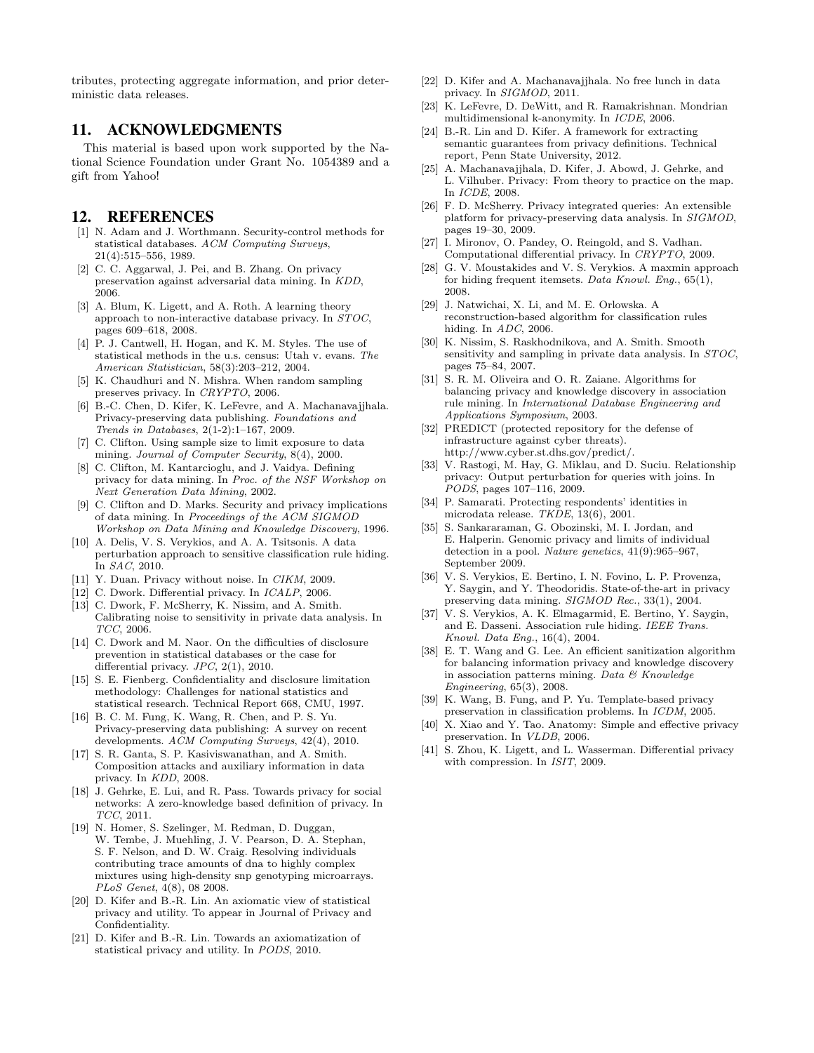tributes, protecting aggregate information, and prior deterministic data releases.

## 11. ACKNOWLEDGMENTS

This material is based upon work supported by the National Science Foundation under Grant No. 1054389 and a gift from Yahoo!

## 12. REFERENCES

[1] N. Adam and J. Worthmann. Security-control methods for statistical databases. *ACM Computing Surveys*, 21(4):515–556, 1989.

[2] C. C. Aggarwal, J. Pei, and B. Zhang. On privacy preservation against adversarial data mining. In *KDD*, 2006.

[3] A. Blum, K. Ligett, and A. Roth. A learning theory approach to non-interactive database privacy. In *STOC*, pages 609–618, 2008.

[4] P. J. Cantwell, H. Hogan, and K. M. Styles. The use of statistical methods in the u.s. census: Utah v. evans. *The American Statistician*, 58(3):203–212, 2004.

[5] K. Chaudhuri and N. Mishra. When random sampling preserves privacy. In *CRYPTO*, 2006.

[6] B.-C. Chen, D. Kifer, K. LeFevre, and A. Machanavajjhala. Privacy-preserving data publishing. *Foundations and Trends in Databases*, 2(1-2):1–167, 2009.

[7] C. Clifton. Using sample size to limit exposure to data mining. *Journal of Computer Security*, 8(4), 2000.

[8] C. Clifton, M. Kantarcioglu, and J. Vaidya. Defining privacy for data mining. In *Proc. of the NSF Workshop on Next Generation Data Mining*, 2002.

[9] C. Clifton and D. Marks. Security and privacy implications of data mining. In *Proceedings of the ACM SIGMOD Workshop on Data Mining and Knowledge Discovery*, 1996.

[10] A. Delis, V. S. Verykios, and A. A. Tsitsonis. A data perturbation approach to sensitive classification rule hiding. In *SAC*, 2010.

[11] Y. Duan. Privacy without noise. In *CIKM*, 2009.

[12] C. Dwork. Differential privacy. In *ICALP*, 2006.

[13] C. Dwork, F. McSherry, K. Nissim, and A. Smith. Calibrating noise to sensitivity in private data analysis. In *TCC*, 2006.

[14] C. Dwork and M. Naor. On the difficulties of disclosure prevention in statistical databases or the case for differential privacy. *JPC*, 2(1), 2010.

[15] S. E. Fienberg. Confidentiality and disclosure limitation methodology: Challenges for national statistics and statistical research. Technical Report 668, CMU, 1997.

[16] B. C. M. Fung, K. Wang, R. Chen, and P. S. Yu. Privacy-preserving data publishing: A survey on recent developments. *ACM Computing Surveys*, 42(4), 2010.

[17] S. R. Ganta, S. P. Kasiviswanathan, and A. Smith. Composition attacks and auxiliary information in data privacy. In *KDD*, 2008.

[18] J. Gehrke, E. Lui, and R. Pass. Towards privacy for social networks: A zero-knowledge based definition of privacy. In *TCC*, 2011.

[19] N. Homer, S. Szelinger, M. Redman, D. Duggan, W. Tembe, J. Muehling, J. V. Pearson, D. A. Stephan, S. F. Nelson, and D. W. Craig. Resolving individuals contributing trace amounts of dna to highly complex mixtures using high-density snp genotyping microarrays. *PLoS Genet*, 4(8), 08 2008.

[20] D. Kifer and B.-R. Lin. An axiomatic view of statistical privacy and utility. To appear in Journal of Privacy and Confidentiality.

[21] D. Kifer and B.-R. Lin. Towards an axiomatization of statistical privacy and utility. In *PODS*, 2010.

[22] D. Kifer and A. Machanavajjhala. No free lunch in data privacy. In *SIGMOD*, 2011.

[23] K. LeFevre, D. DeWitt, and R. Ramakrishnan. Mondrian multidimensional k-anonymity. In *ICDE*, 2006.

[24] B.-R. Lin and D. Kifer. A framework for extracting semantic guarantees from privacy definitions. Technical report, Penn State University, 2012.

[25] A. Machanavajjhala, D. Kifer, J. Abowd, J. Gehrke, and L. Vilhuber. Privacy: From theory to practice on the map. In *ICDE*, 2008.

[26] F. D. McSherry. Privacy integrated queries: An extensible platform for privacy-preserving data analysis. In *SIGMOD*, pages 19–30, 2009.

[27] I. Mironov, O. Pandey, O. Reingold, and S. Vadhan. Computational differential privacy. In *CRYPTO*, 2009.

[28] G. V. Moustakides and V. S. Verykios. A maxmin approach for hiding frequent itemsets. *Data Knowl. Eng.*, 65(1), 2008.

[29] J. Natwichai, X. Li, and M. E. Orlowska. A reconstruction-based algorithm for classification rules hiding. In *ADC*, 2006.

[30] K. Nissim, S. Raskhodnikova, and A. Smith. Smooth sensitivity and sampling in private data analysis. In *STOC*, pages 75–84, 2007.

[31] S. R. M. Oliveira and O. R. Zaiane. Algorithms for balancing privacy and knowledge discovery in association rule mining. In *International Database Engineering and Applications Symposium*, 2003.

[32] PREDICT (protected repository for the defense of infrastructure against cyber threats). http://www.cyber.st.dhs.gov/predict/.

[33] V. Rastogi, M. Hay, G. Miklau, and D. Suciu. Relationship privacy: Output perturbation for queries with joins. In *PODS*, pages 107–116, 2009.

[34] P. Samarati. Protecting respondents' identities in microdata release. *TKDE*, 13(6), 2001.

[35] S. Sankararaman, G. Obozinski, M. I. Jordan, and E. Halperin. Genomic privacy and limits of individual detection in a pool. *Nature genetics*, 41(9):965–967, September 2009.

[36] V. S. Verykios, E. Bertino, I. N. Fovino, L. P. Provenza, Y. Saygin, and Y. Theodoridis. State-of-the-art in privacy preserving data mining. *SIGMOD Rec.*, 33(1), 2004.

[37] V. S. Verykios, A. K. Elmagarmid, E. Bertino, Y. Saygin, and E. Dasseni. Association rule hiding. *IEEE Trans. Knowl. Data Eng.*, 16(4), 2004.

[38] E. T. Wang and G. Lee. An efficient sanitization algorithm for balancing information privacy and knowledge discovery in association patterns mining. *Data & Knowledge Engineering*, 65(3), 2008.

[39] K. Wang, B. Fung, and P. Yu. Template-based privacy preservation in classification problems. In *ICDM*, 2005.

[40] X. Xiao and Y. Tao. Anatomy: Simple and effective privacy preservation. In *VLDB*, 2006.

[41] S. Zhou, K. Ligett, and L. Wasserman. Differential privacy with compression. In *ISIT*, 2009.